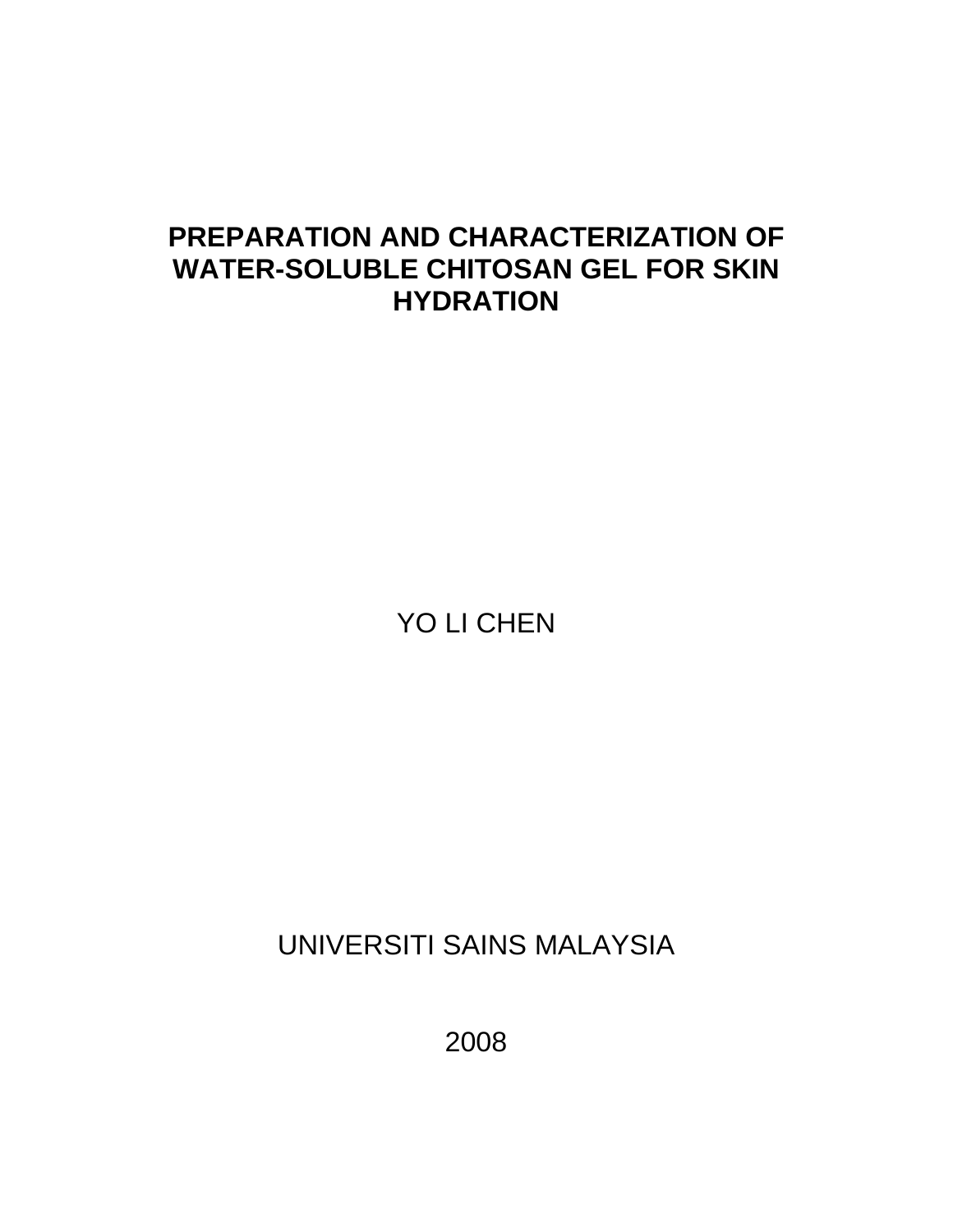# PREPARATION AND CHARACTERIZATION OF WATER-SOLUBLE CHITOSAN GEL FOR SKIN HYDRATION

YO LI CHEN

UNIVERSITI SAINS MALAYSIA

2008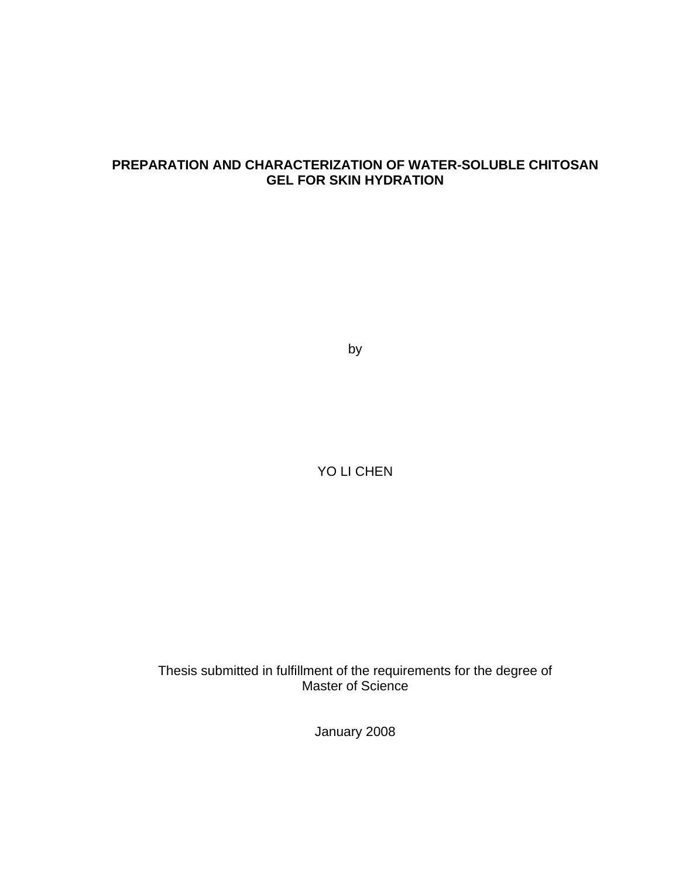# PREPARATION AND CHARACTERIZATION OF WATER-SOLUBLE CHITOSAN GEL FOR SKIN HYDRATION

by

YO LI CHEN

Thesis submitted in fulfillment of the requirements for the degree of Master of Science

January 2008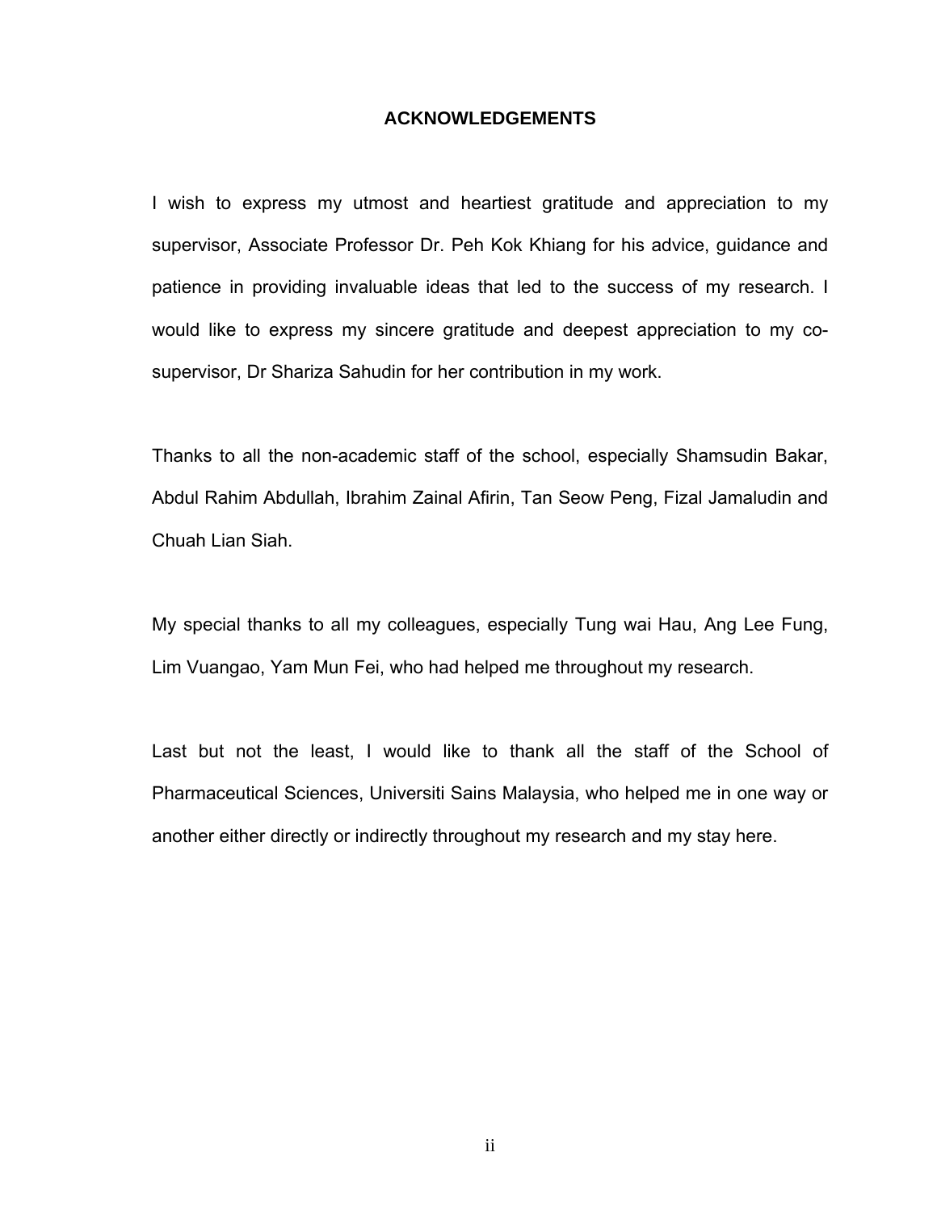## ACKNOWLEDGEMENTS

I wish to express my utmost and heartiest gratitude and appreciation to my supervisor, Associate Professor Dr. Peh Kok Khiang for his advice, guidance and patience in providing invaluable ideas that led to the success of my research. I would like to express my sincere gratitude and deepest appreciation to my co-supervisor, Dr Shariza Sahudin for her contribution in my work.

Thanks to all the non-academic staff of the school, especially Shamsudin Bakar, Abdul Rahim Abdullah, Ibrahim Zainal Afirin, Tan Seow Peng, Fizal Jamaludin and Chuah Lian Siah.

My special thanks to all my colleagues, especially Tung wai Hau, Ang Lee Fung, Lim Vuangao, Yam Mun Fei, who had helped me throughout my research.

Last but not the least, I would like to thank all the staff of the School of Pharmaceutical Sciences, Universiti Sains Malaysia, who helped me in one way or another either directly or indirectly throughout my research and my stay here.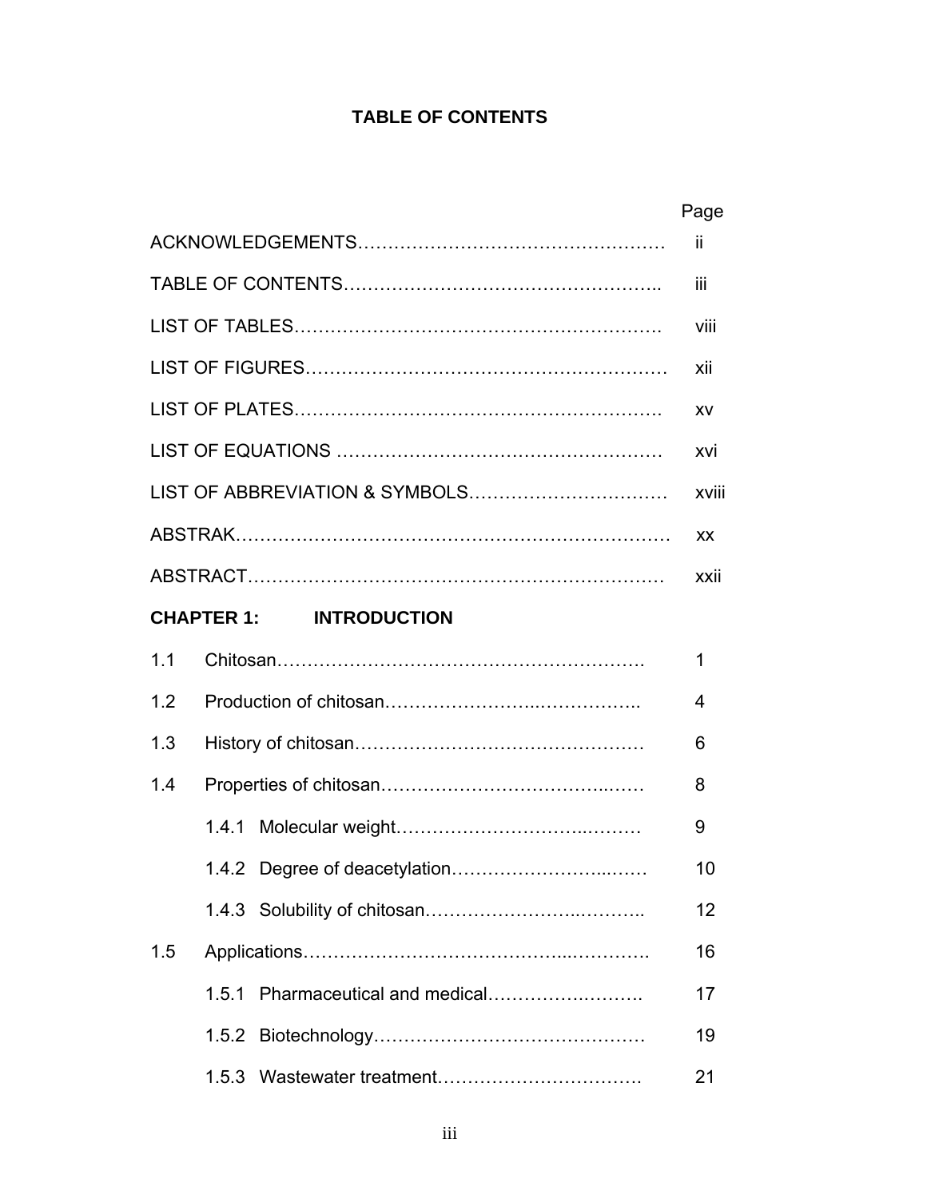# TABLE OF CONTENTS

| | Page |
|---|---|
| ACKNOWLEDGEMENTS | ii |
| TABLE OF CONTENTS | iii |
| LIST OF TABLES | viii |
| LIST OF FIGURES | xii |
| LIST OF PLATES | xv |
| LIST OF EQUATIONS | xvi |
| LIST OF ABBREVIATION & SYMBOLS | xviii |
| ABSTRAK | xx |
| ABSTRACT | xxii |
| **CHAPTER 1: INTRODUCTION** | |
| 1.1 Chitosan | 1 |
| 1.2 Production of chitosan | 4 |
| 1.3 History of chitosan | 6 |
| 1.4 Properties of chitosan | 8 |
| 1.4.1 Molecular weight | 9 |
| 1.4.2 Degree of deacetylation | 10 |
| 1.4.3 Solubility of chitosan | 12 |
| 1.5 Applications | 16 |
| 1.5.1 Pharmaceutical and medical | 17 |
| 1.5.2 Biotechnology | 19 |
| 1.5.3 Wastewater treatment | 21 |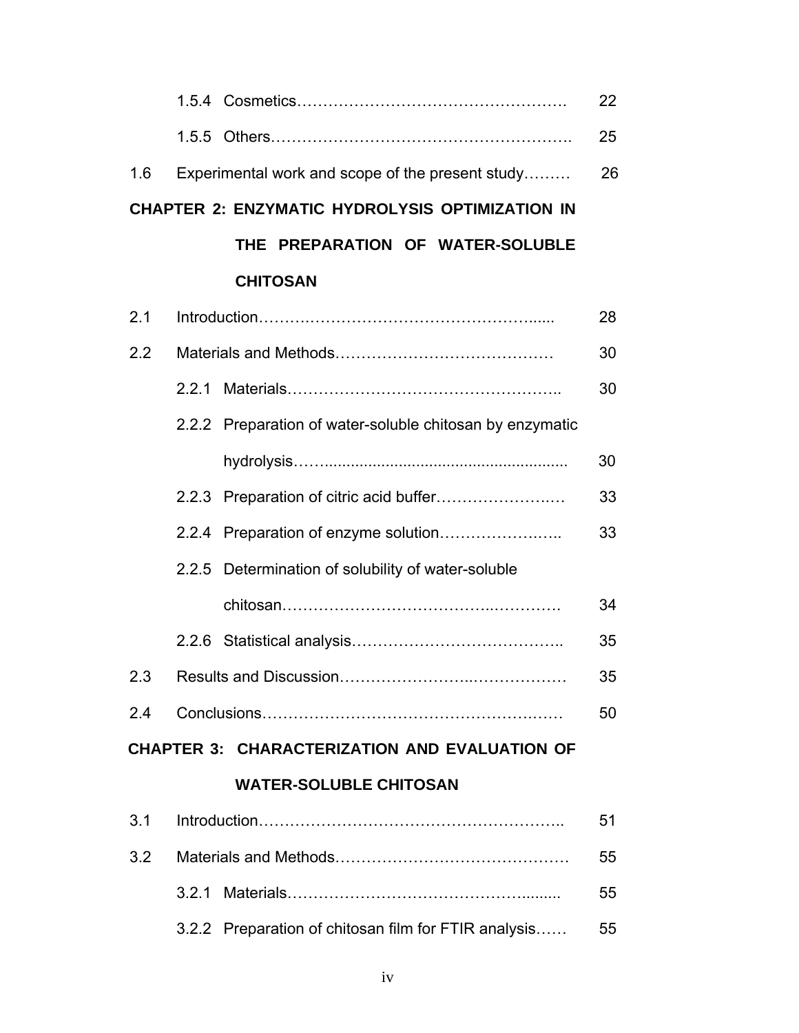| | | |
|---|---|---|
| | 1.5.4 Cosmetics………………………………………………. | 22 |
| | 1.5.5 Others…………………………………………………. | 25 |
| 1.6 | Experimental work and scope of the present study……… | 26 |

**CHAPTER 2: ENZYMATIC HYDROLYSIS OPTIMIZATION IN THE PREPARATION OF WATER-SOLUBLE CHITOSAN**

| | | |
|---|---|---|
| 2.1 | Introduction…………………………………………….…... | 28 |
| 2.2 | Materials and Methods…………………………………… | 30 |
| | 2.2.1 Materials…………………………………………….. | 30 |
| | 2.2.2 Preparation of water-soluble chitosan by enzymatic hydrolysis……....................................................... | 30 |
| | 2.2.3 Preparation of citric acid buffer…………………..… | 33 |
| | 2.2.4 Preparation of enzyme solution…………………….. | 33 |
| | 2.2.5 Determination of solubility of water-soluble chitosan……………………………….…………. | 34 |
| | 2.2.6 Statistical analysis………………………………….. | 35 |
| 2.3 | Results and Discussion…………………..……………… | 35 |
| 2.4 | Conclusions……………………………………………… | 50 |

**CHAPTER 3: CHARACTERIZATION AND EVALUATION OF WATER-SOLUBLE CHITOSAN**

| | | |
|---|---|---|
| 3.1 | Introduction……………………………………………….. | 51 |
| 3.2 | Materials and Methods…………………………………… | 55 |
| | 3.2.1 Materials……………………………………….......... | 55 |
| | 3.2.2 Preparation of chitosan film for FTIR analysis…… | 55 |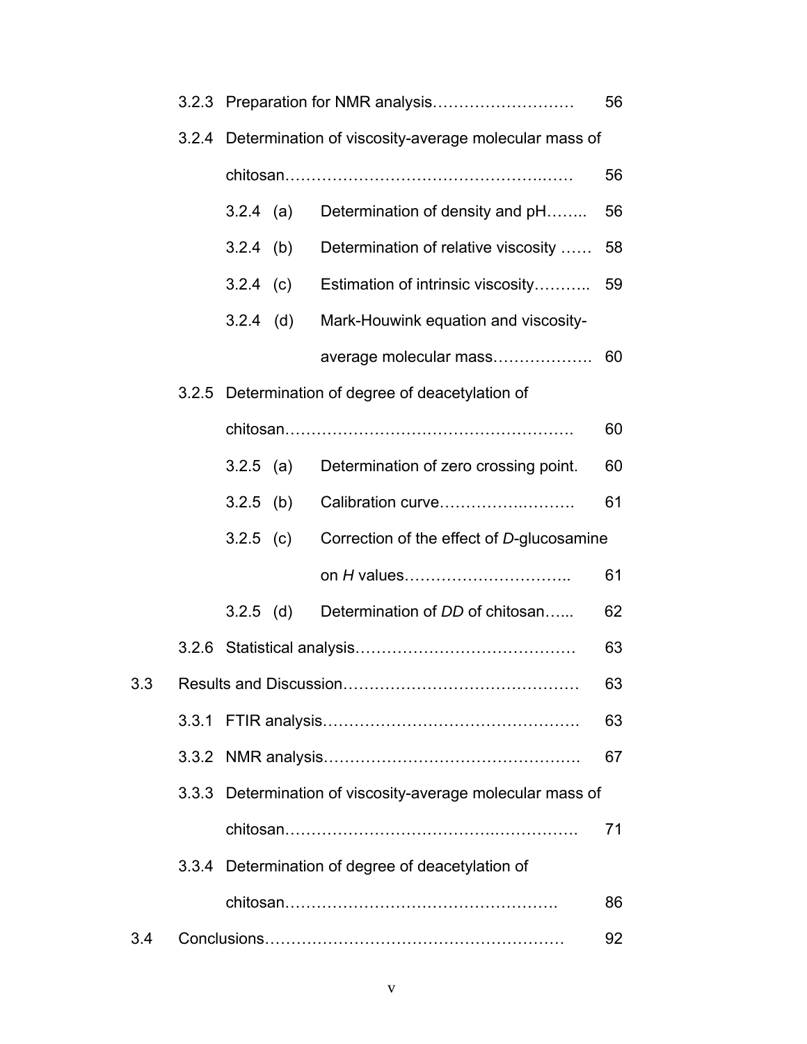| | | | | |
|---|---|---|---|---|
| | 3.2.3 | Preparation for NMR analysis……………………… | | 56 |
| | 3.2.4 | Determination of viscosity-average molecular mass of chitosan………………………………………….…… | | 56 |
| | | 3.2.4 (a) | Determination of density and pH…….. | 56 |
| | | 3.2.4 (b) | Determination of relative viscosity …… | 58 |
| | | 3.2.4 (c) | Estimation of intrinsic viscosity……….. | 59 |
| | | 3.2.4 (d) | Mark-Houwink equation and viscosity-average molecular mass……………… | 60 |
| | 3.2.5 | Determination of degree of deacetylation of chitosan………………………………………………. | | 60 |
| | | 3.2.5 (a) | Determination of zero crossing point. | 60 |
| | | 3.2.5 (b) | Calibration curve…………….………. | 61 |
| | | 3.2.5 (c) | Correction of the effect of *D*-glucosamine on *H* values………………………….. | 61 |
| | | 3.2.5 (d) | Determination of *DD* of chitosan…... | 62 |
| | 3.2.6 | Statistical analysis…………………………………… | | 63 |
| 3.3 | Results and Discussion……………………………………… | | | 63 |
| | 3.3.1 | FTIR analysis…………………………………………. | | 63 |
| | 3.3.2 | NMR analysis…………………………………………. | | 67 |
| | 3.3.3 | Determination of viscosity-average molecular mass of chitosan……………………………….……………. | | 71 |
| | 3.3.4 | Determination of degree of deacetylation of chitosan……………….………………………….. | | 86 |
| 3.4 | Conclusions………………………………………………… | | | 92 |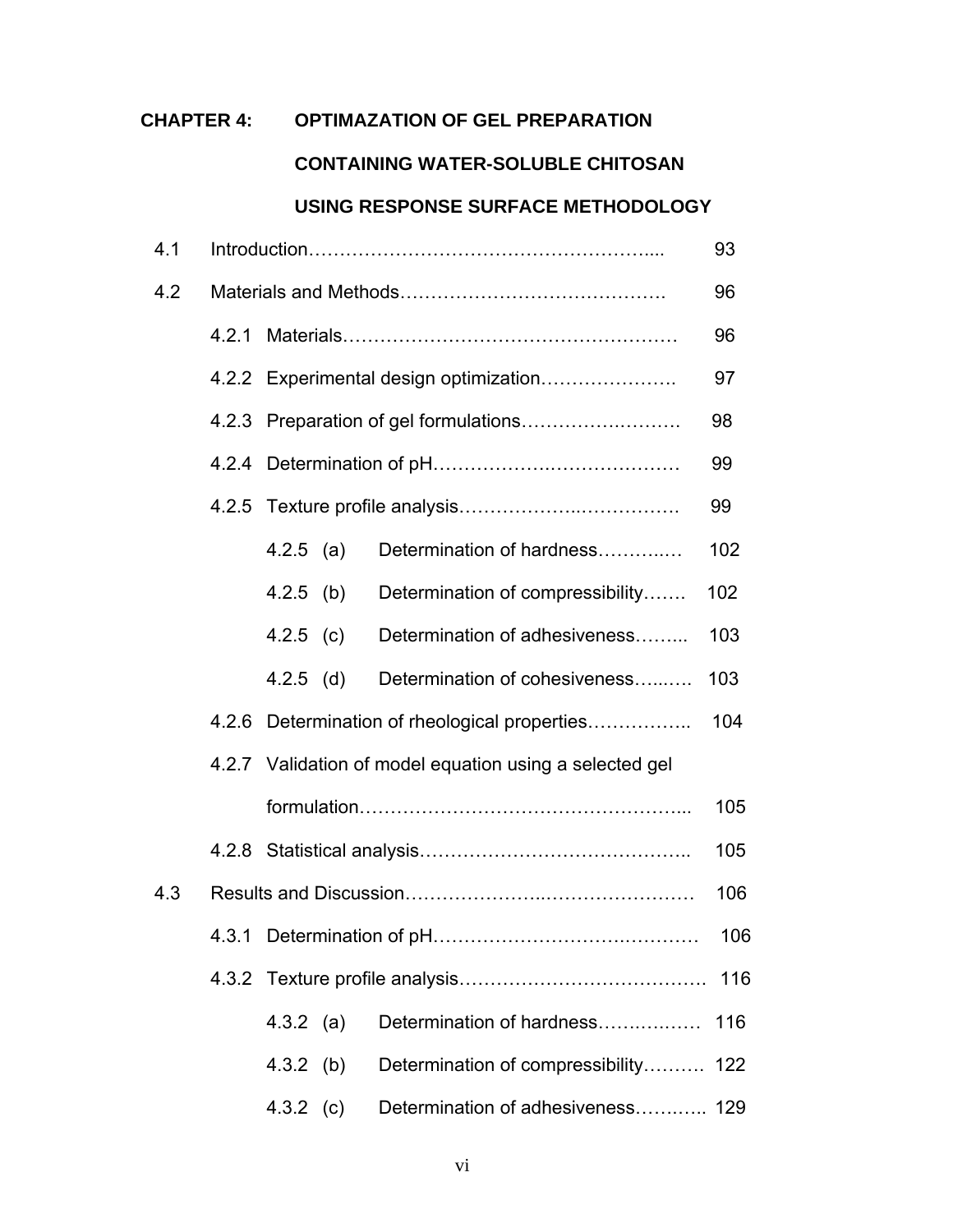**CHAPTER 4: OPTIMAZATION OF GEL PREPARATION CONTAINING WATER-SOLUBLE CHITOSAN USING RESPONSE SURFACE METHODOLOGY**

| | | |
|---|---|---|
| 4.1 | Introduction.................................................... | 93 |
| 4.2 | Materials and Methods...................................... | 96 |
| | 4.2.1 Materials.................................................. | 96 |
| | 4.2.2 Experimental design optimization..................... | 97 |
| | 4.2.3 Preparation of gel formulations........................ | 98 |
| | 4.2.4 Determination of pH.................................... | 99 |
| | 4.2.5 Texture profile analysis................................. | 99 |
| | 4.2.5 (a) Determination of hardness............ | 102 |
| | 4.2.5 (b) Determination of compressibility....... | 102 |
| | 4.2.5 (c) Determination of adhesiveness......... | 103 |
| | 4.2.5 (d) Determination of cohesiveness......... | 103 |
| | 4.2.6 Determination of rheological properties................ | 104 |
| | 4.2.7 Validation of model equation using a selected gel formulation.................................................. | 105 |
| | 4.2.8 Statistical analysis........................................ | 105 |
| 4.3 | Results and Discussion...................................... | 106 |
| | 4.3.1 Determination of pH...................................... | 106 |
| | 4.3.2 Texture profile analysis.................................... | 116 |
| | 4.3.2 (a) Determination of hardness.............. | 116 |
| | 4.3.2 (b) Determination of compressibility.......... | 122 |
| | 4.3.2 (c) Determination of adhesiveness........... | 129 |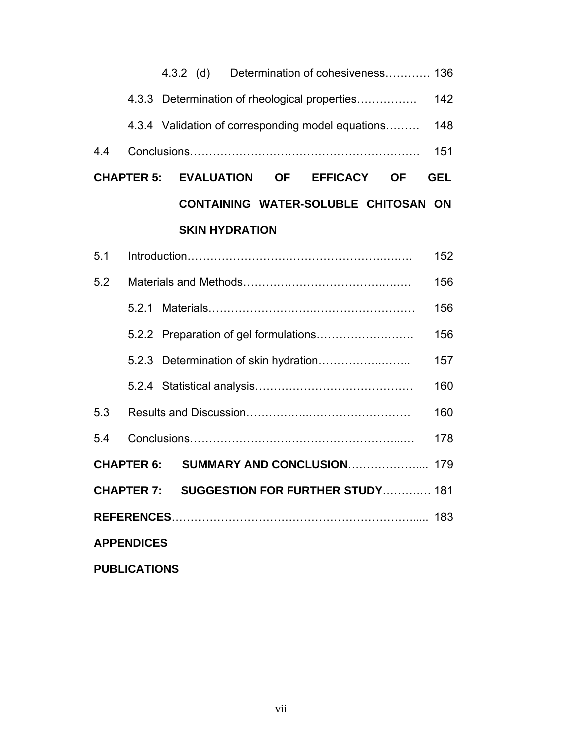4.3.2 (d) Determination of cohesiveness………… 136

4.3.3 Determination of rheological properties……………. 142

4.3.4 Validation of corresponding model equations……… 148

4.4 Conclusions……………………………………………………. 151

**CHAPTER 5: EVALUATION OF EFFICACY OF GEL CONTAINING WATER-SOLUBLE CHITOSAN ON SKIN HYDRATION**

5.1 Introduction……………………………………………………. 152

5.2 Materials and Methods……………………………………. 156

5.2.1 Materials……………………………………………… 156

5.2.2 Preparation of gel formulations……………………. 156

5.2.3 Determination of skin hydration……………………. 157

5.2.4 Statistical analysis…………………………………… 160

5.3 Results and Discussion……………………………………… 160

5.4 Conclusions…………………………………………………… 178

**CHAPTER 6: SUMMARY AND CONCLUSION**……………….... 179

**CHAPTER 7: SUGGESTION FOR FURTHER STUDY**………… 181

**REFERENCES**………………………………………………….... 183

**APPENDICES**

**PUBLICATIONS**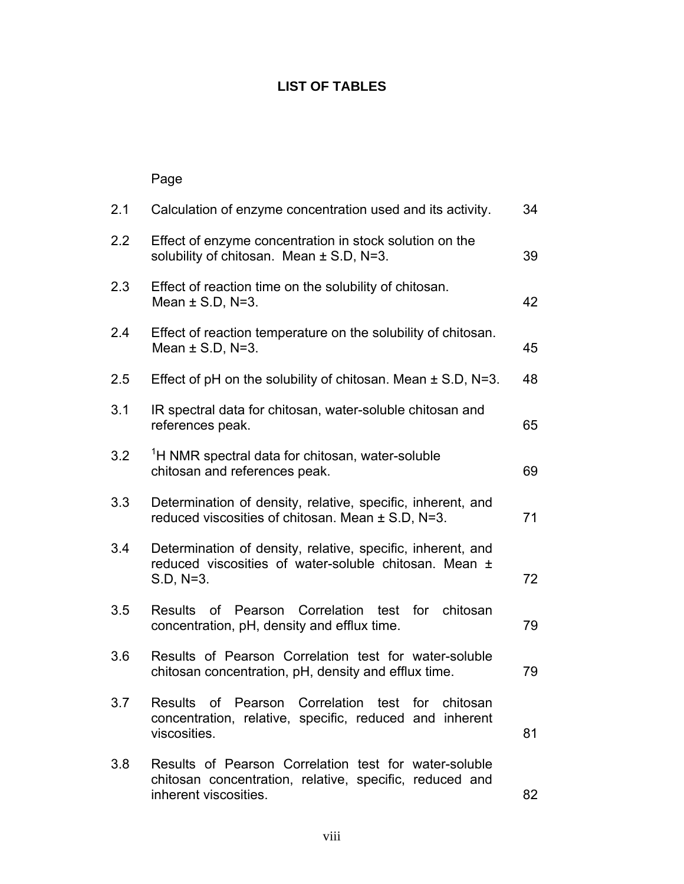## LIST OF TABLES

| | | Page |
|---|---|---|
| 2.1 | Calculation of enzyme concentration used and its activity. | 34 |
| 2.2 | Effect of enzyme concentration in stock solution on the solubility of chitosan. Mean ± S.D, N=3. | 39 |
| 2.3 | Effect of reaction time on the solubility of chitosan. Mean ± S.D, N=3. | 42 |
| 2.4 | Effect of reaction temperature on the solubility of chitosan. Mean ± S.D, N=3. | 45 |
| 2.5 | Effect of pH on the solubility of chitosan. Mean ± S.D, N=3. | 48 |
| 3.1 | IR spectral data for chitosan, water-soluble chitosan and references peak. | 65 |
| 3.2 | $^{1}$H NMR spectral data for chitosan, water-soluble chitosan and references peak. | 69 |
| 3.3 | Determination of density, relative, specific, inherent, and reduced viscosities of chitosan. Mean ± S.D, N=3. | 71 |
| 3.4 | Determination of density, relative, specific, inherent, and reduced viscosities of water-soluble chitosan. Mean ± S.D, N=3. | 72 |
| 3.5 | Results of Pearson Correlation test for chitosan concentration, pH, density and efflux time. | 79 |
| 3.6 | Results of Pearson Correlation test for water-soluble chitosan concentration, pH, density and efflux time. | 79 |
| 3.7 | Results of Pearson Correlation test for chitosan concentration, relative, specific, reduced and inherent viscosities. | 81 |
| 3.8 | Results of Pearson Correlation test for water-soluble chitosan concentration, relative, specific, reduced and inherent viscosities. | 82 |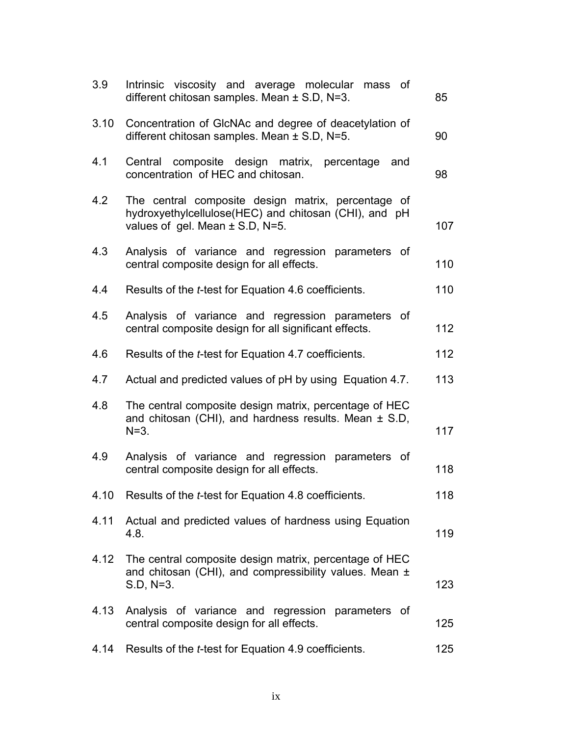| | | |
|---|---|---|
| 3.9 | Intrinsic viscosity and average molecular mass of different chitosan samples. Mean ± S.D, N=3. | 85 |
| 3.10 | Concentration of GlcNAc and degree of deacetylation of different chitosan samples. Mean ± S.D, N=5. | 90 |
| 4.1 | Central composite design matrix, percentage and concentration of HEC and chitosan. | 98 |
| 4.2 | The central composite design matrix, percentage of hydroxyethylcellulose(HEC) and chitosan (CHI), and pH values of gel. Mean ± S.D, N=5. | 107 |
| 4.3 | Analysis of variance and regression parameters of central composite design for all effects. | 110 |
| 4.4 | Results of the *t*-test for Equation 4.6 coefficients. | 110 |
| 4.5 | Analysis of variance and regression parameters of central composite design for all significant effects. | 112 |
| 4.6 | Results of the *t*-test for Equation 4.7 coefficients. | 112 |
| 4.7 | Actual and predicted values of pH by using Equation 4.7. | 113 |
| 4.8 | The central composite design matrix, percentage of HEC and chitosan (CHI), and hardness results. Mean ± S.D, N=3. | 117 |
| 4.9 | Analysis of variance and regression parameters of central composite design for all effects. | 118 |
| 4.10 | Results of the *t*-test for Equation 4.8 coefficients. | 118 |
| 4.11 | Actual and predicted values of hardness using Equation 4.8. | 119 |
| 4.12 | The central composite design matrix, percentage of HEC and chitosan (CHI), and compressibility values. Mean ± S.D, N=3. | 123 |
| 4.13 | Analysis of variance and regression parameters of central composite design for all effects. | 125 |
| 4.14 | Results of the *t*-test for Equation 4.9 coefficients. | 125 |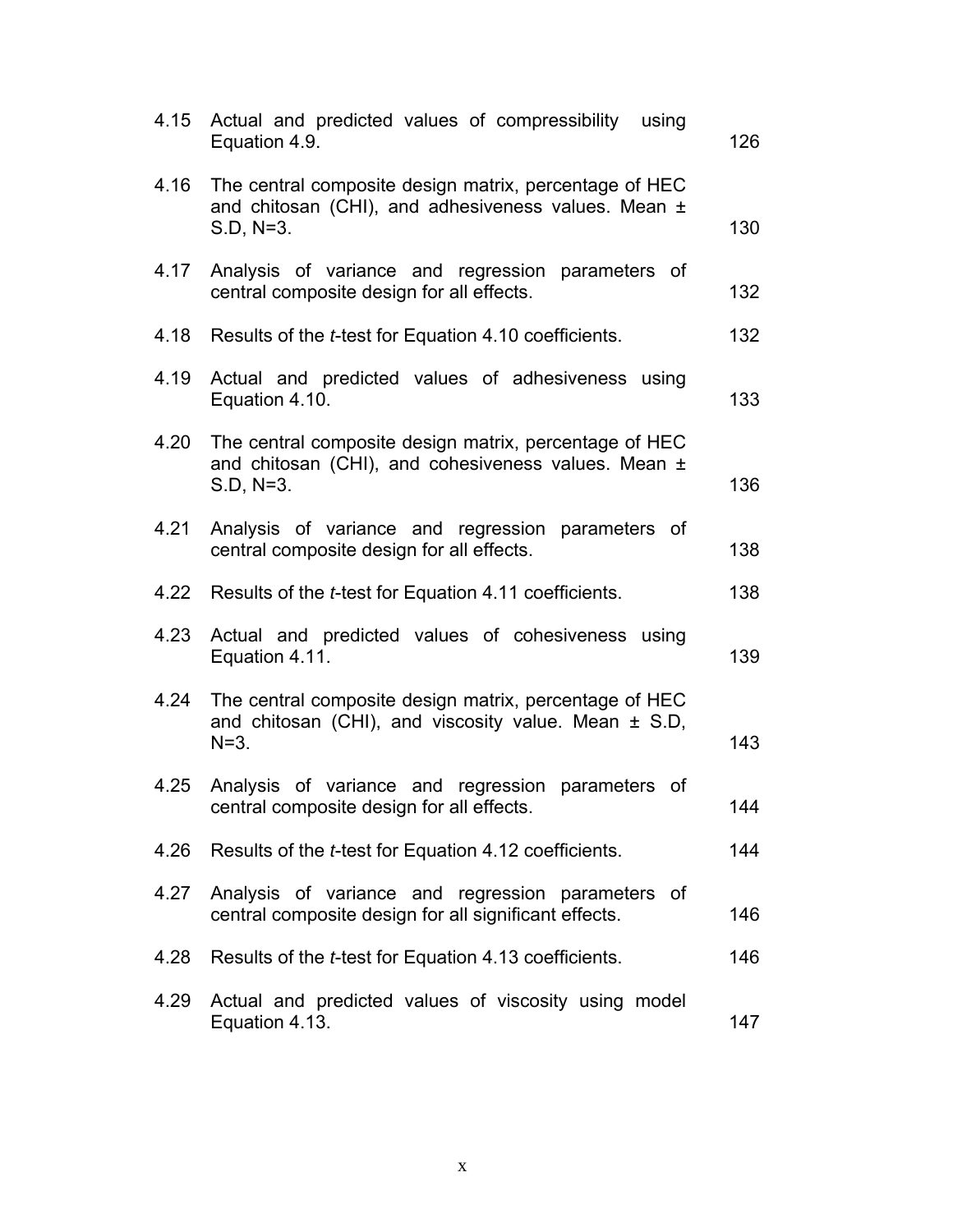| | | |
|---|---|---|
| 4.15 | Actual and predicted values of compressibility using Equation 4.9. | 126 |
| 4.16 | The central composite design matrix, percentage of HEC and chitosan (CHI), and adhesiveness values. Mean ± S.D, N=3. | 130 |
| 4.17 | Analysis of variance and regression parameters of central composite design for all effects. | 132 |
| 4.18 | Results of the *t*-test for Equation 4.10 coefficients. | 132 |
| 4.19 | Actual and predicted values of adhesiveness using Equation 4.10. | 133 |
| 4.20 | The central composite design matrix, percentage of HEC and chitosan (CHI), and cohesiveness values. Mean ± S.D, N=3. | 136 |
| 4.21 | Analysis of variance and regression parameters of central composite design for all effects. | 138 |
| 4.22 | Results of the *t*-test for Equation 4.11 coefficients. | 138 |
| 4.23 | Actual and predicted values of cohesiveness using Equation 4.11. | 139 |
| 4.24 | The central composite design matrix, percentage of HEC and chitosan (CHI), and viscosity value. Mean ± S.D, N=3. | 143 |
| 4.25 | Analysis of variance and regression parameters of central composite design for all effects. | 144 |
| 4.26 | Results of the *t*-test for Equation 4.12 coefficients. | 144 |
| 4.27 | Analysis of variance and regression parameters of central composite design for all significant effects. | 146 |
| 4.28 | Results of the *t*-test for Equation 4.13 coefficients. | 146 |
| 4.29 | Actual and predicted values of viscosity using model Equation 4.13. | 147 |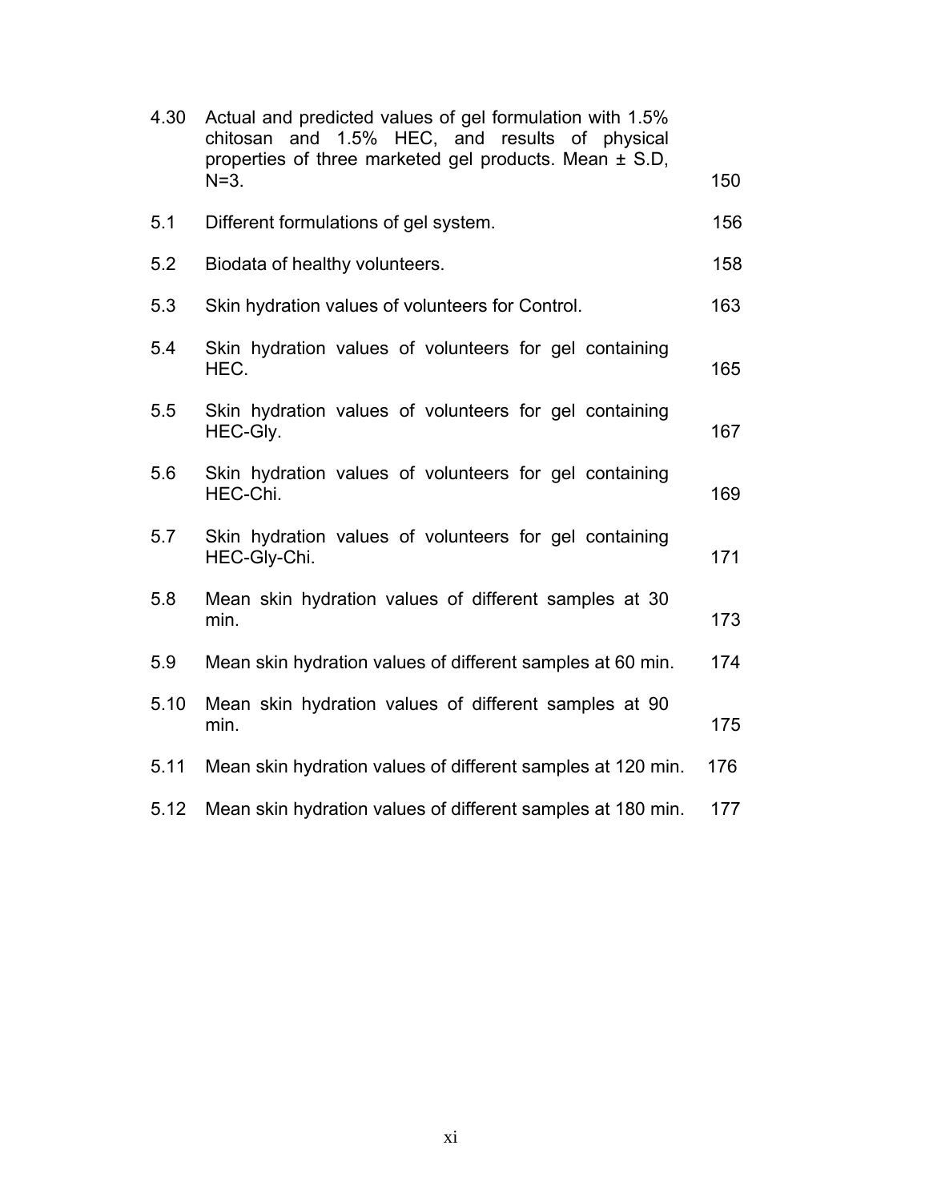| | | |
|---|---|---|
| 4.30 | Actual and predicted values of gel formulation with 1.5% chitosan and 1.5% HEC, and results of physical properties of three marketed gel products. Mean ± S.D, N=3. | 150 |
| 5.1 | Different formulations of gel system. | 156 |
| 5.2 | Biodata of healthy volunteers. | 158 |
| 5.3 | Skin hydration values of volunteers for Control. | 163 |
| 5.4 | Skin hydration values of volunteers for gel containing HEC. | 165 |
| 5.5 | Skin hydration values of volunteers for gel containing HEC-Gly. | 167 |
| 5.6 | Skin hydration values of volunteers for gel containing HEC-Chi. | 169 |
| 5.7 | Skin hydration values of volunteers for gel containing HEC-Gly-Chi. | 171 |
| 5.8 | Mean skin hydration values of different samples at 30 min. | 173 |
| 5.9 | Mean skin hydration values of different samples at 60 min. | 174 |
| 5.10 | Mean skin hydration values of different samples at 90 min. | 175 |
| 5.11 | Mean skin hydration values of different samples at 120 min. | 176 |
| 5.12 | Mean skin hydration values of different samples at 180 min. | 177 |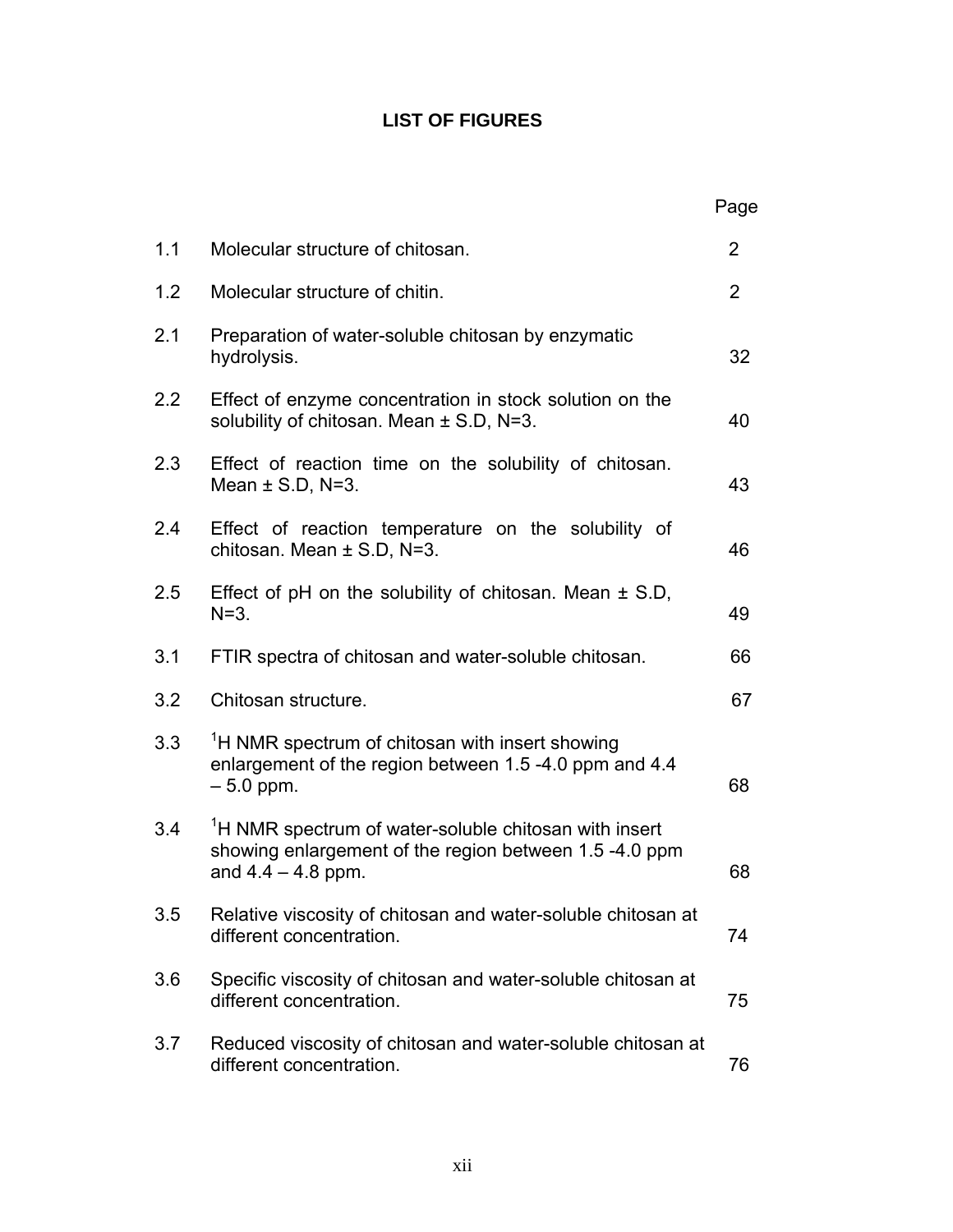# LIST OF FIGURES

| | | Page |
|---|---|---|
| 1.1 | Molecular structure of chitosan. | 2 |
| 1.2 | Molecular structure of chitin. | 2 |
| 2.1 | Preparation of water-soluble chitosan by enzymatic hydrolysis. | 32 |
| 2.2 | Effect of enzyme concentration in stock solution on the solubility of chitosan. Mean ± S.D, N=3. | 40 |
| 2.3 | Effect of reaction time on the solubility of chitosan. Mean ± S.D, N=3. | 43 |
| 2.4 | Effect of reaction temperature on the solubility of chitosan. Mean ± S.D, N=3. | 46 |
| 2.5 | Effect of pH on the solubility of chitosan. Mean ± S.D, N=3. | 49 |
| 3.1 | FTIR spectra of chitosan and water-soluble chitosan. | 66 |
| 3.2 | Chitosan structure. | 67 |
| 3.3 | $^{1}H$ NMR spectrum of chitosan with insert showing enlargement of the region between 1.5 -4.0 ppm and 4.4 – 5.0 ppm. | 68 |
| 3.4 | $^{1}H$ NMR spectrum of water-soluble chitosan with insert showing enlargement of the region between 1.5 -4.0 ppm and 4.4 – 4.8 ppm. | 68 |
| 3.5 | Relative viscosity of chitosan and water-soluble chitosan at different concentration. | 74 |
| 3.6 | Specific viscosity of chitosan and water-soluble chitosan at different concentration. | 75 |
| 3.7 | Reduced viscosity of chitosan and water-soluble chitosan at different concentration. | 76 |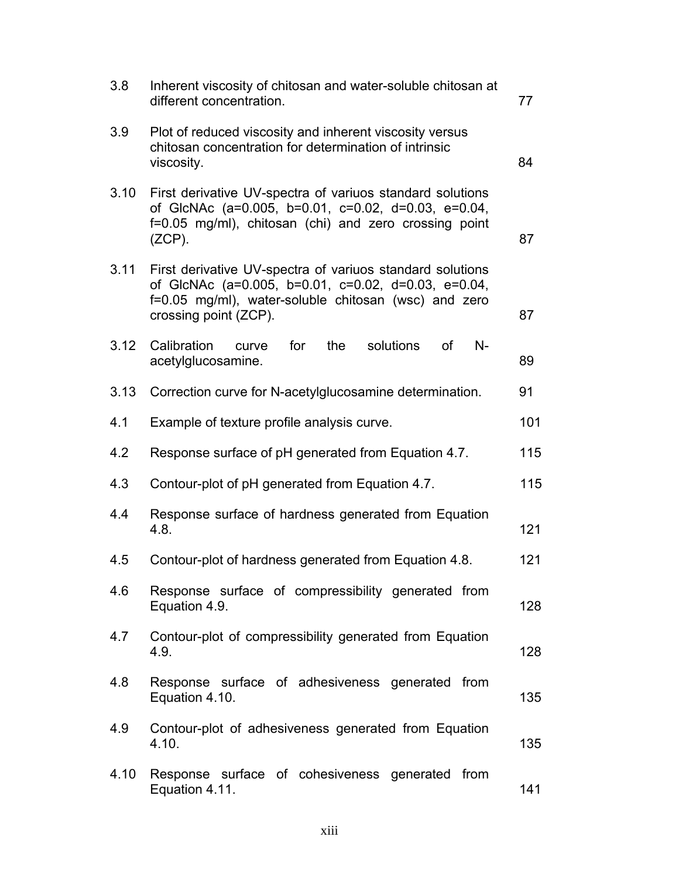| | | |
|---|---|---|
| 3.8 | Inherent viscosity of chitosan and water-soluble chitosan at different concentration. | 77 |
| 3.9 | Plot of reduced viscosity and inherent viscosity versus chitosan concentration for determination of intrinsic viscosity. | 84 |
| 3.10 | First derivative UV-spectra of variuos standard solutions of GlcNAc (a=0.005, b=0.01, c=0.02, d=0.03, e=0.04, f=0.05 mg/ml), chitosan (chi) and zero crossing point (ZCP). | 87 |
| 3.11 | First derivative UV-spectra of variuos standard solutions of GlcNAc (a=0.005, b=0.01, c=0.02, d=0.03, e=0.04, f=0.05 mg/ml), water-soluble chitosan (wsc) and zero crossing point (ZCP). | 87 |
| 3.12 | Calibration curve for the solutions of N-acetylglucosamine. | 89 |
| 3.13 | Correction curve for N-acetylglucosamine determination. | 91 |
| 4.1 | Example of texture profile analysis curve. | 101 |
| 4.2 | Response surface of pH generated from Equation 4.7. | 115 |
| 4.3 | Contour-plot of pH generated from Equation 4.7. | 115 |
| 4.4 | Response surface of hardness generated from Equation 4.8. | 121 |
| 4.5 | Contour-plot of hardness generated from Equation 4.8. | 121 |
| 4.6 | Response surface of compressibility generated from Equation 4.9. | 128 |
| 4.7 | Contour-plot of compressibility generated from Equation 4.9. | 128 |
| 4.8 | Response surface of adhesiveness generated from Equation 4.10. | 135 |
| 4.9 | Contour-plot of adhesiveness generated from Equation 4.10. | 135 |
| 4.10 | Response surface of cohesiveness generated from Equation 4.11. | 141 |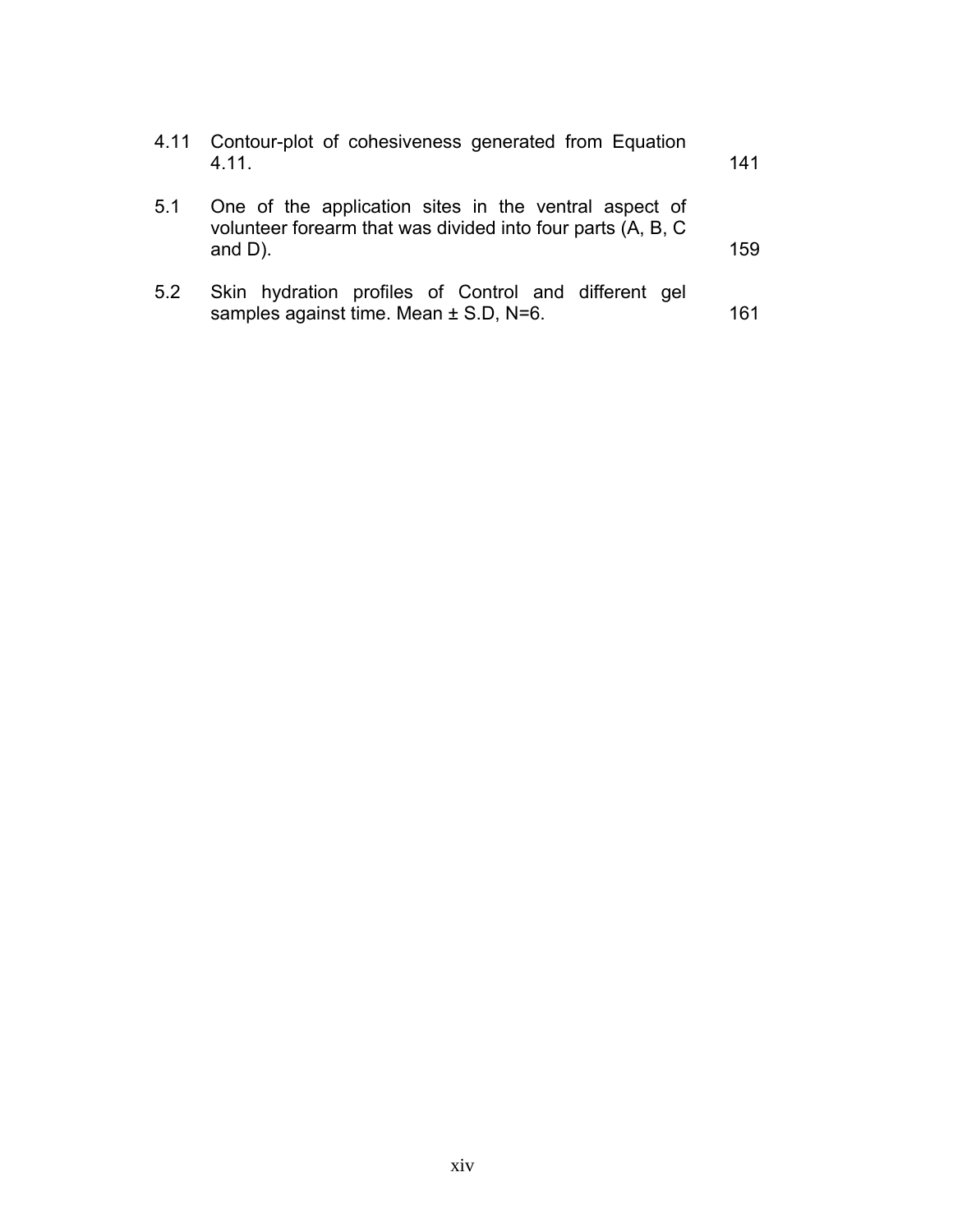| | | |
|---|---|---|
| 4.11 | Contour-plot of cohesiveness generated from Equation 4.11. | 141 |
| 5.1 | One of the application sites in the ventral aspect of volunteer forearm that was divided into four parts (A, B, C and D). | 159 |
| 5.2 | Skin hydration profiles of Control and different gel samples against time. Mean ± S.D, N=6. | 161 |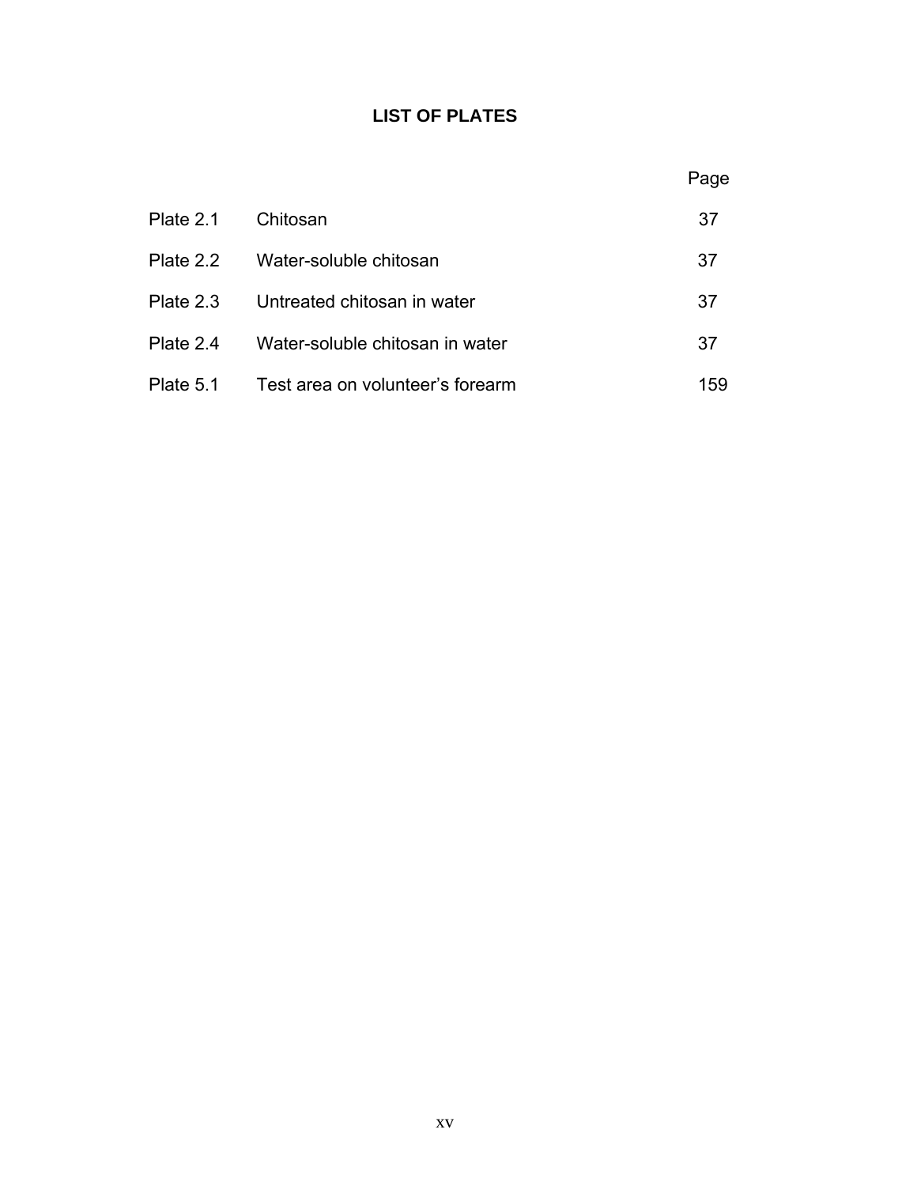# LIST OF PLATES

| | | Page |
|---|---|---|
| Plate 2.1 | Chitosan | 37 |
| Plate 2.2 | Water-soluble chitosan | 37 |
| Plate 2.3 | Untreated chitosan in water | 37 |
| Plate 2.4 | Water-soluble chitosan in water | 37 |
| Plate 5.1 | Test area on volunteer’s forearm | 159 |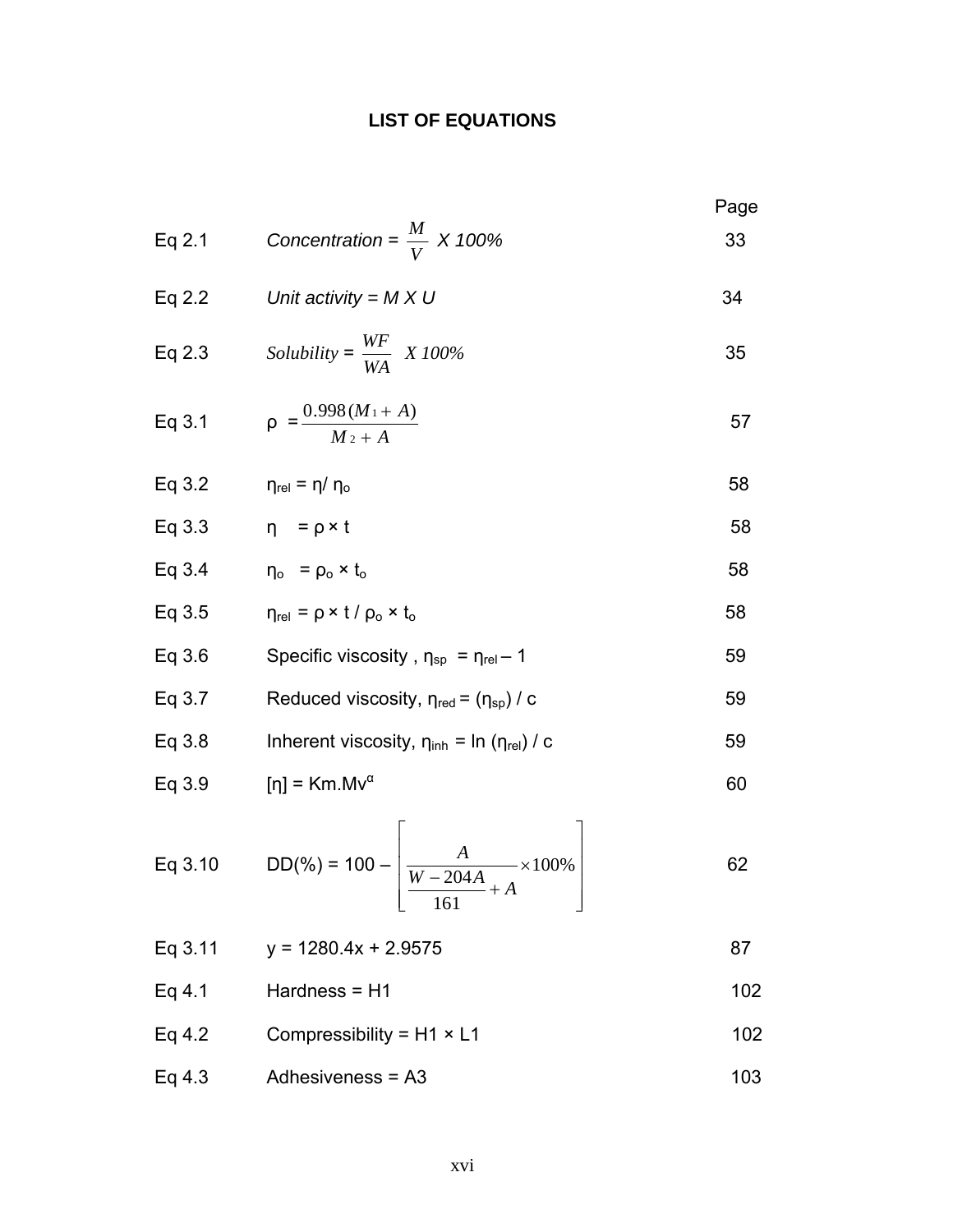# LIST OF EQUATIONS

| | | Page |
|---|---|---|
| Eq 2.1 | $Concentration = \frac{M}{V} \times 100\%$ | 33 |
| Eq 2.2 | $Unit\ activity = M \times U$ | 34 |
| Eq 2.3 | $Solubility = \frac{WF}{WA} \times 100\%$ | 35 |
| Eq 3.1 | $\rho = \frac{0.998(M_1 + A)}{M_2 + A}$ | 57 |
| Eq 3.2 | $\eta_{rel} = \eta / \eta_o$ | 58 |
| Eq 3.3 | $\eta = \rho \times t$ | 58 |
| Eq 3.4 | $\eta_o = \rho_o \times t_o$ | 58 |
| Eq 3.5 | $\eta_{rel} = \rho \times t / \rho_o \times t_o$ | 58 |
| Eq 3.6 | Specific viscosity , $\eta_{sp} = \eta_{rel} - 1$ | 59 |
| Eq 3.7 | Reduced viscosity, $\eta_{red} = (\eta_{sp}) / c$ | 59 |
| Eq 3.8 | Inherent viscosity, $\eta_{inh} = \ln(\eta_{rel}) / c$ | 59 |
| Eq 3.9 | $[\eta] = Km.Mv^{\alpha}$ | 60 |
| Eq 3.10 | $DD(\%) = 100 - \left[ \frac{A}{\frac{W - 204A}{161} + A} \times 100\% \right]$ | 62 |
| Eq 3.11 | $y = 1280.4x + 2.9575$ | 87 |
| Eq 4.1 | Hardness = H1 | 102 |
| Eq 4.2 | Compressibility = H1 × L1 | 102 |
| Eq 4.3 | Adhesiveness = A3 | 103 |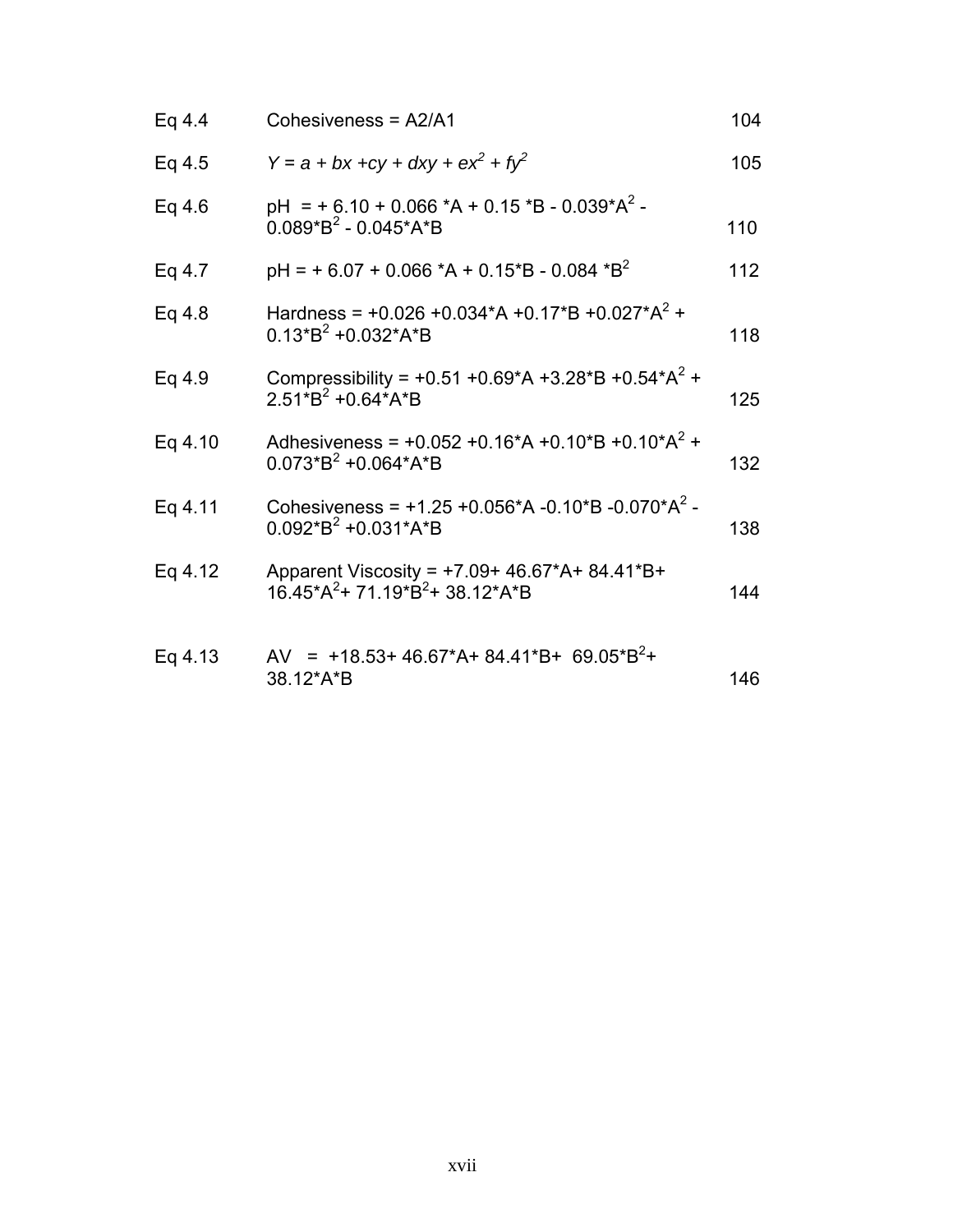| | | |
|---|---|---|
| Eq 4.4 | Cohesiveness = A2/A1 | 104 |
| Eq 4.5 | $Y = a + bx + cy + dxy + ex^2 + fy^2$ | 105 |
| Eq 4.6 | pH = + 6.10 + 0.066 *A + 0.15 *B - 0.039*$A^2$ - 0.089*$B^2$ - 0.045*A*B | 110 |
| Eq 4.7 | pH = + 6.07 + 0.066 *A + 0.15*B - 0.084 *$B^2$ | 112 |
| Eq 4.8 | Hardness = +0.026 +0.034*A +0.17*B +0.027*$A^2$ + 0.13*$B^2$ +0.032*A*B | 118 |
| Eq 4.9 | Compressibility = +0.51 +0.69*A +3.28*B +0.54*$A^2$ + 2.51*$B^2$ +0.64*A*B | 125 |
| Eq 4.10 | Adhesiveness = +0.052 +0.16*A +0.10*B +0.10*$A^2$ + 0.073*$B^2$ +0.064*A*B | 132 |
| Eq 4.11 | Cohesiveness = +1.25 +0.056*A -0.10*B -0.070*$A^2$ - 0.092*$B^2$ +0.031*A*B | 138 |
| Eq 4.12 | Apparent Viscosity = +7.09+ 46.67*A+ 84.41*B+ 16.45*$A^2$+ 71.19*$B^2$+ 38.12*A*B | 144 |
| Eq 4.13 | AV = +18.53+ 46.67*A+ 84.41*B+ 69.05*$B^2$+ 38.12*A*B | 146 |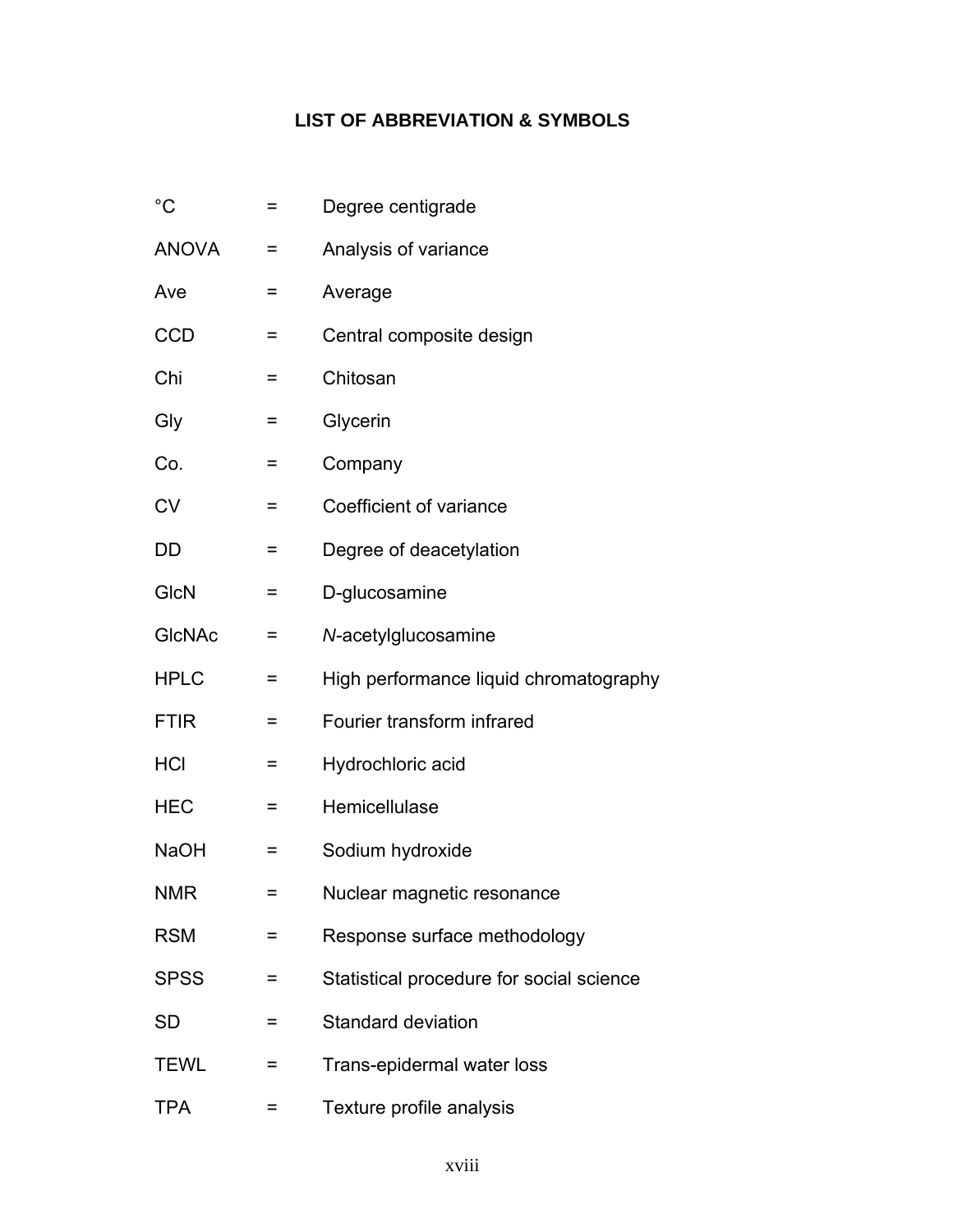# LIST OF ABBREVIATION & SYMBOLS

| | | |
|---|---|---|
| °C | = | Degree centigrade |
| ANOVA | = | Analysis of variance |
| Ave | = | Average |
| CCD | = | Central composite design |
| Chi | = | Chitosan |
| Gly | = | Glycerin |
| Co. | = | Company |
| CV | = | Coefficient of variance |
| DD | = | Degree of deacetylation |
| GlcN | = | D-glucosamine |
| GlcNAc | = | *N*-acetylglucosamine |
| HPLC | = | High performance liquid chromatography |
| FTIR | = | Fourier transform infrared |
| HCl | = | Hydrochloric acid |
| HEC | = | Hemicellulase |
| NaOH | = | Sodium hydroxide |
| NMR | = | Nuclear magnetic resonance |
| RSM | = | Response surface methodology |
| SPSS | = | Statistical procedure for social science |
| SD | = | Standard deviation |
| TEWL | = | Trans-epidermal water loss |
| TPA | = | Texture profile analysis |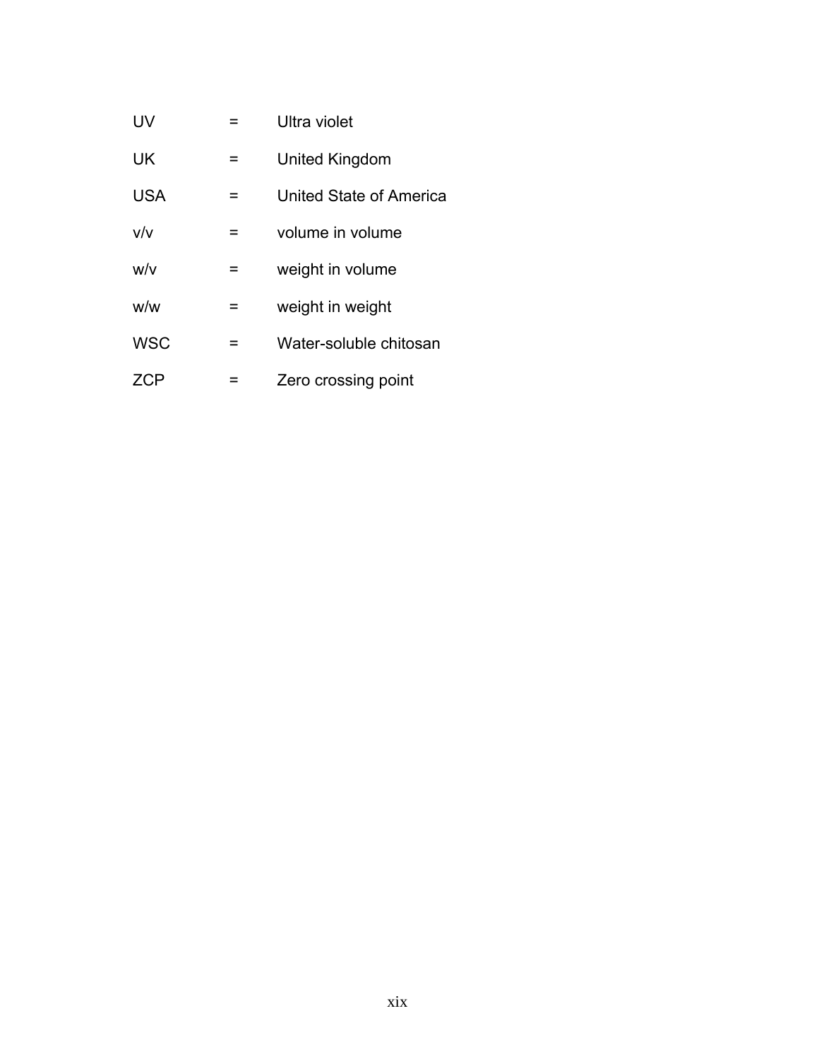| | | |
|---|---|---|
| UV | = | Ultra violet |
| UK | = | United Kingdom |
| USA | = | United State of America |
| v/v | = | volume in volume |
| w/v | = | weight in volume |
| w/w | = | weight in weight |
| WSC | = | Water-soluble chitosan |
| ZCP | = | Zero crossing point |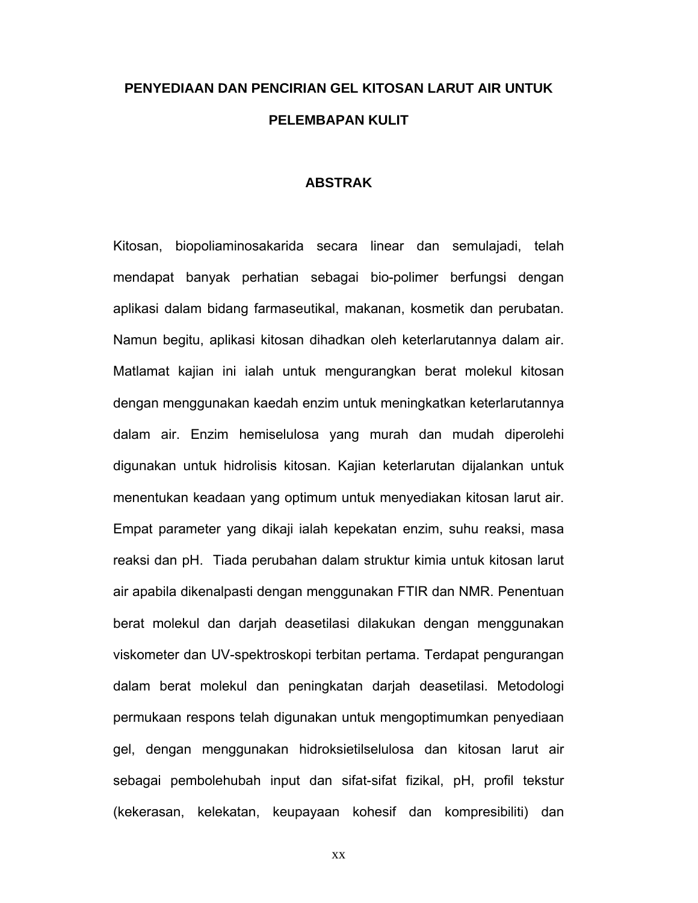# PENYEDIAAN DAN PENCIRIAN GEL KITOSAN LARUT AIR UNTUK PELEMBAPAN KULIT

## ABSTRAK

Kitosan, biopoliaminosakarida secara linear dan semulajadi, telah mendapat banyak perhatian sebagai bio-polimer berfungsi dengan aplikasi dalam bidang farmaseutikal, makanan, kosmetik dan perubatan. Namun begitu, aplikasi kitosan dihadkan oleh keterlarutannya dalam air. Matlamat kajian ini ialah untuk mengurangkan berat molekul kitosan dengan menggunakan kaedah enzim untuk meningkatkan keterlarutannya dalam air. Enzim hemiselulosa yang murah dan mudah diperolehi digunakan untuk hidrolisis kitosan. Kajian keterlarutan dijalankan untuk menentukan keadaan yang optimum untuk menyediakan kitosan larut air. Empat parameter yang dikaji ialah kepekatan enzim, suhu reaksi, masa reaksi dan pH. Tiada perubahan dalam struktur kimia untuk kitosan larut air apabila dikenalpasti dengan menggunakan FTIR dan NMR. Penentuan berat molekul dan darjah deasetilasi dilakukan dengan menggunakan viskometer dan UV-spektroskopi terbitan pertama. Terdapat pengurangan dalam berat molekul dan peningkatan darjah deasetilasi. Metodologi permukaan respons telah digunakan untuk mengoptimumkan penyediaan gel, dengan menggunakan hidroksietilselulosa dan kitosan larut air sebagai pembolehubah input dan sifat-sifat fizikal, pH, profil tekstur (kekerasan, kelekatan, keupayaan kohesif dan kompresibiliti) dan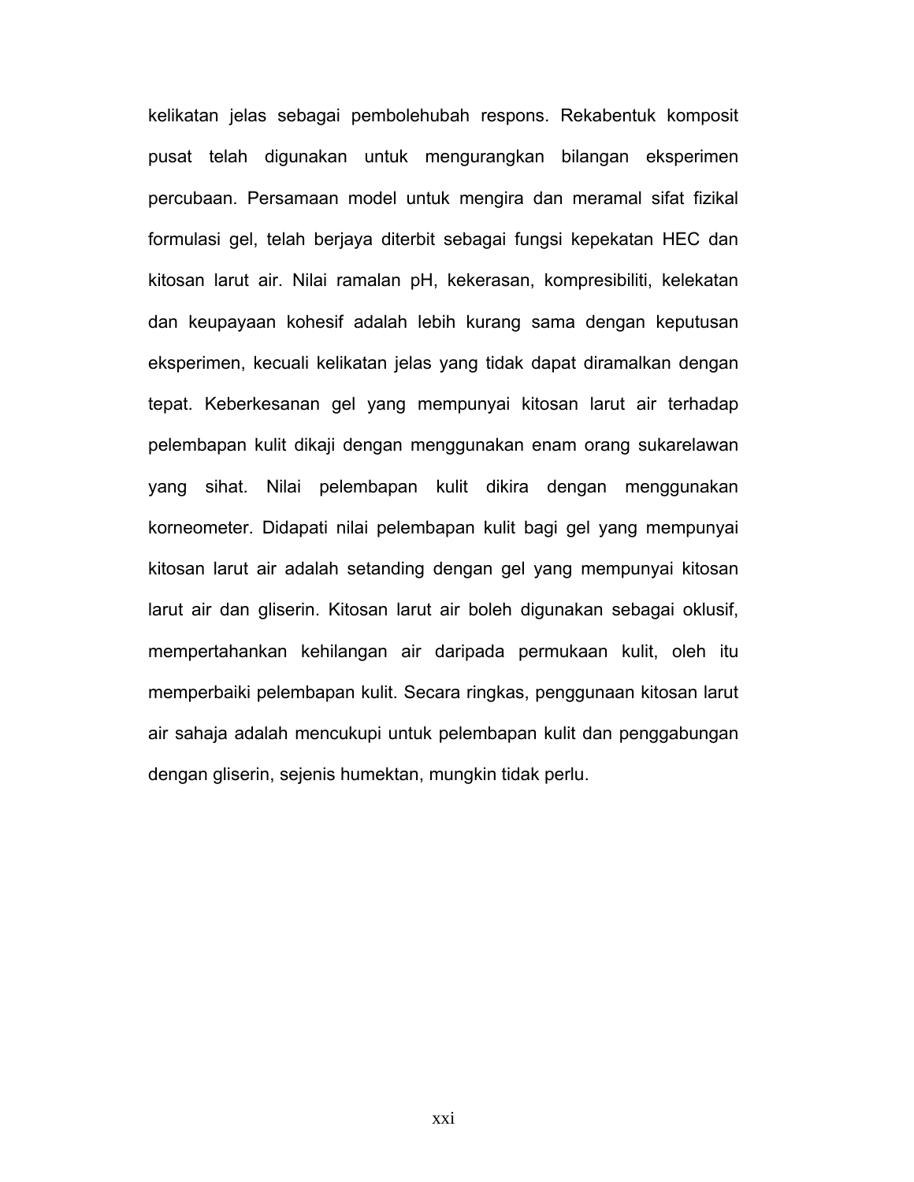kelikatan jelas sebagai pembolehubah respons. Rekabentuk komposit pusat telah digunakan untuk mengurangkan bilangan eksperimen percubaan. Persamaan model untuk mengira dan meramal sifat fizikal formulasi gel, telah berjaya diterbit sebagai fungsi kepekatan HEC dan kitosan larut air. Nilai ramalan pH, kekerasan, kompresibiliti, kelekatan dan keupayaan kohesif adalah lebih kurang sama dengan keputusan eksperimen, kecuali kelikatan jelas yang tidak dapat diramalkan dengan tepat. Keberkesanan gel yang mempunyai kitosan larut air terhadap pelembapan kulit dikaji dengan menggunakan enam orang sukarelawan yang sihat. Nilai pelembapan kulit dikira dengan menggunakan korneometer. Didapati nilai pelembapan kulit bagi gel yang mempunyai kitosan larut air adalah setanding dengan gel yang mempunyai kitosan larut air dan gliserin. Kitosan larut air boleh digunakan sebagai oklusif, mempertahankan kehilangan air daripada permukaan kulit, oleh itu memperbaiki pelembapan kulit. Secara ringkas, penggunaan kitosan larut air sahaja adalah mencukupi untuk pelembapan kulit dan penggabungan dengan gliserin, sejenis humektan, mungkin tidak perlu.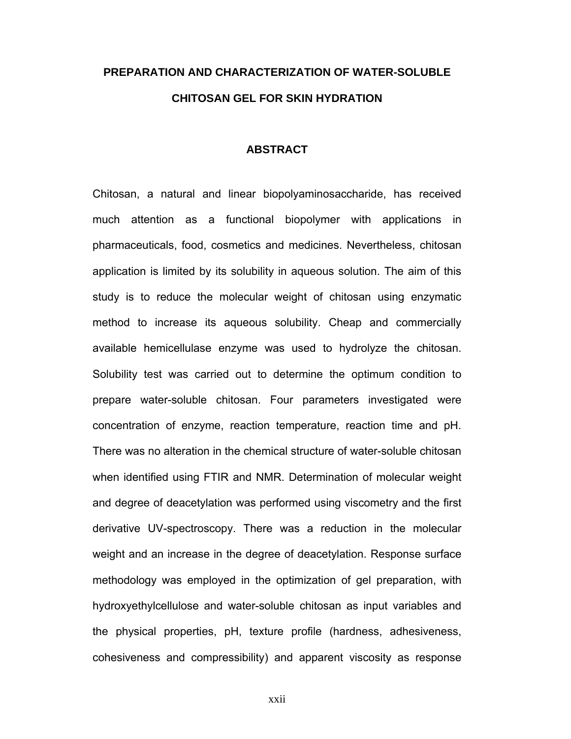# PREPARATION AND CHARACTERIZATION OF WATER-SOLUBLE CHITOSAN GEL FOR SKIN HYDRATION

## ABSTRACT

Chitosan, a natural and linear biopolyaminosaccharide, has received much attention as a functional biopolymer with applications in pharmaceuticals, food, cosmetics and medicines. Nevertheless, chitosan application is limited by its solubility in aqueous solution. The aim of this study is to reduce the molecular weight of chitosan using enzymatic method to increase its aqueous solubility. Cheap and commercially available hemicellulase enzyme was used to hydrolyze the chitosan. Solubility test was carried out to determine the optimum condition to prepare water-soluble chitosan. Four parameters investigated were concentration of enzyme, reaction temperature, reaction time and pH. There was no alteration in the chemical structure of water-soluble chitosan when identified using FTIR and NMR. Determination of molecular weight and degree of deacetylation was performed using viscometry and the first derivative UV-spectroscopy. There was a reduction in the molecular weight and an increase in the degree of deacetylation. Response surface methodology was employed in the optimization of gel preparation, with hydroxyethylcellulose and water-soluble chitosan as input variables and the physical properties, pH, texture profile (hardness, adhesiveness, cohesiveness and compressibility) and apparent viscosity as response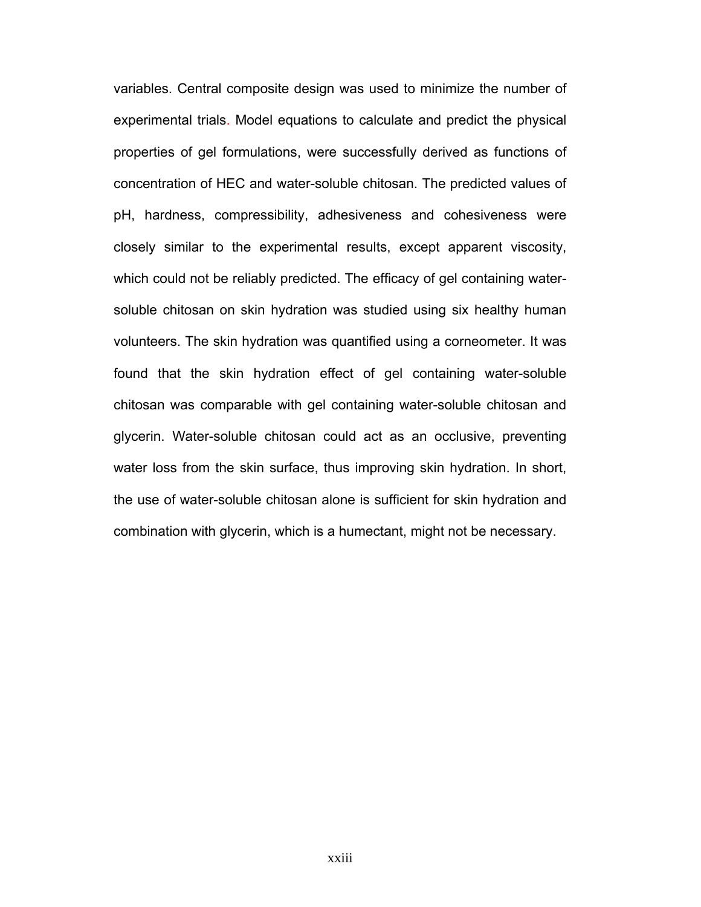variables. Central composite design was used to minimize the number of experimental trials. Model equations to calculate and predict the physical properties of gel formulations, were successfully derived as functions of concentration of HEC and water-soluble chitosan. The predicted values of pH, hardness, compressibility, adhesiveness and cohesiveness were closely similar to the experimental results, except apparent viscosity, which could not be reliably predicted. The efficacy of gel containing water-soluble chitosan on skin hydration was studied using six healthy human volunteers. The skin hydration was quantified using a corneometer. It was found that the skin hydration effect of gel containing water-soluble chitosan was comparable with gel containing water-soluble chitosan and glycerin. Water-soluble chitosan could act as an occlusive, preventing water loss from the skin surface, thus improving skin hydration. In short, the use of water-soluble chitosan alone is sufficient for skin hydration and combination with glycerin, which is a humectant, might not be necessary.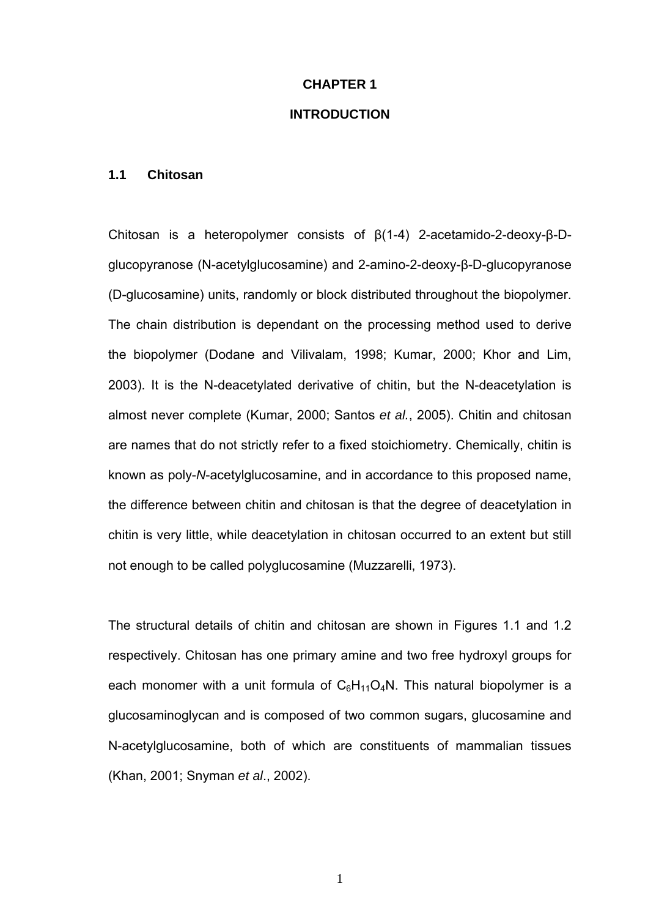# CHAPTER 1

# INTRODUCTION

## 1.1 Chitosan

Chitosan is a heteropolymer consists of β(1-4) 2-acetamido-2-deoxy-β-D-glucopyranose (N-acetylglucosamine) and 2-amino-2-deoxy-β-D-glucopyranose (D-glucosamine) units, randomly or block distributed throughout the biopolymer. The chain distribution is dependant on the processing method used to derive the biopolymer (Dodane and Vilivalam, 1998; Kumar, 2000; Khor and Lim, 2003). It is the N-deacetylated derivative of chitin, but the N-deacetylation is almost never complete (Kumar, 2000; Santos *et al.*, 2005). Chitin and chitosan are names that do not strictly refer to a fixed stoichiometry. Chemically, chitin is known as poly-*N*-acetylglucosamine, and in accordance to this proposed name, the difference between chitin and chitosan is that the degree of deacetylation in chitin is very little, while deacetylation in chitosan occurred to an extent but still not enough to be called polyglucosamine (Muzzarelli, 1973).

The structural details of chitin and chitosan are shown in Figures 1.1 and 1.2 respectively. Chitosan has one primary amine and two free hydroxyl groups for each monomer with a unit formula of $C_6H_{11}O_4N$. This natural biopolymer is a glucosaminoglycan and is composed of two common sugars, glucosamine and N-acetylglucosamine, both of which are constituents of mammalian tissues (Khan, 2001; Snyman *et al*., 2002).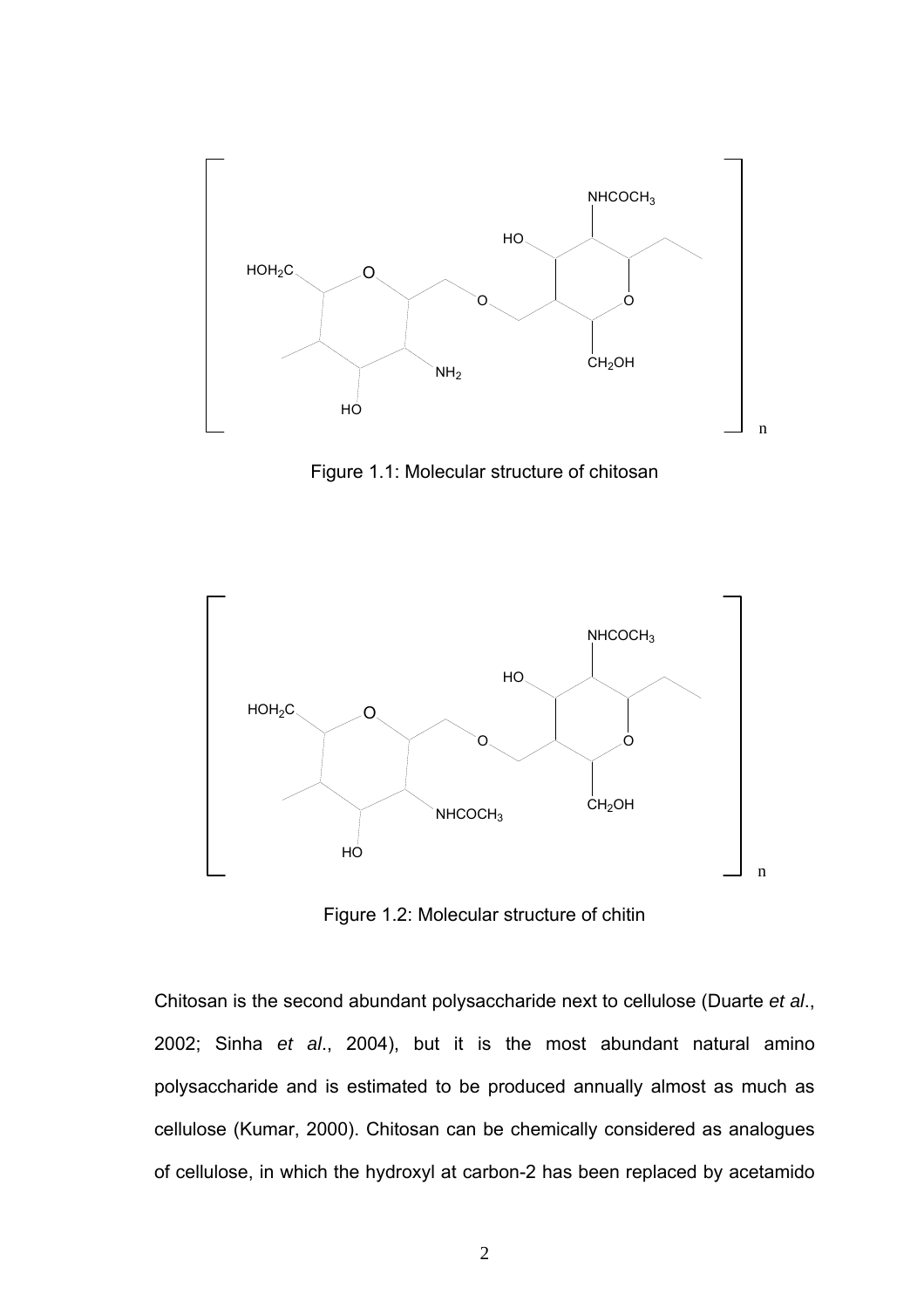Figure 1.1: Molecular structure of chitosan

Figure 1.2: Molecular structure of chitin

Chitosan is the second abundant polysaccharide next to cellulose (Duarte *et al*., 2002; Sinha *et al*., 2004), but it is the most abundant natural amino polysaccharide and is estimated to be produced annually almost as much as cellulose (Kumar, 2000). Chitosan can be chemically considered as analogues of cellulose, in which the hydroxyl at carbon-2 has been replaced by acetamido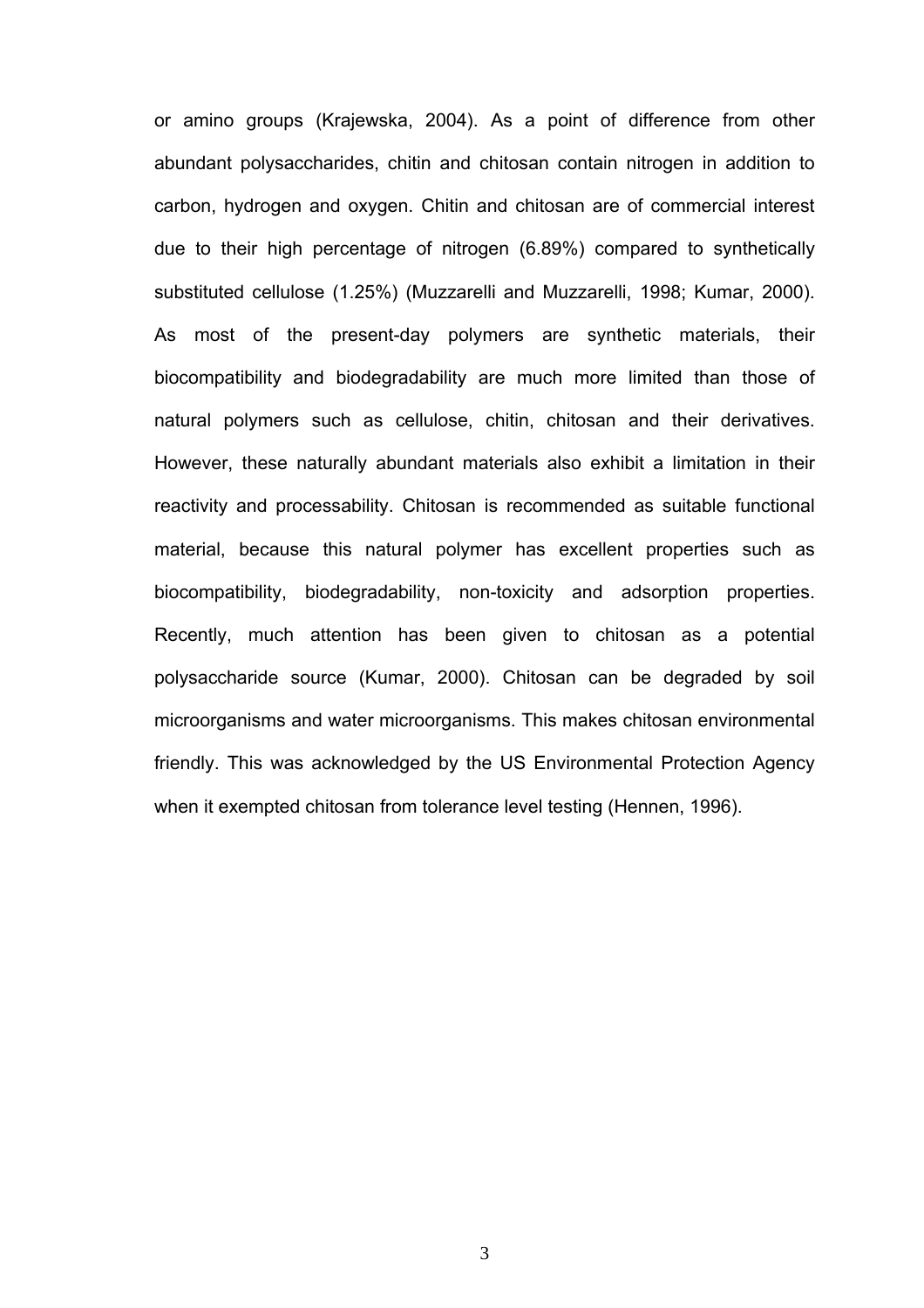or amino groups (Krajewska, 2004). As a point of difference from other abundant polysaccharides, chitin and chitosan contain nitrogen in addition to carbon, hydrogen and oxygen. Chitin and chitosan are of commercial interest due to their high percentage of nitrogen (6.89%) compared to synthetically substituted cellulose (1.25%) (Muzzarelli and Muzzarelli, 1998; Kumar, 2000). As most of the present-day polymers are synthetic materials, their biocompatibility and biodegradability are much more limited than those of natural polymers such as cellulose, chitin, chitosan and their derivatives. However, these naturally abundant materials also exhibit a limitation in their reactivity and processability. Chitosan is recommended as suitable functional material, because this natural polymer has excellent properties such as biocompatibility, biodegradability, non-toxicity and adsorption properties. Recently, much attention has been given to chitosan as a potential polysaccharide source (Kumar, 2000). Chitosan can be degraded by soil microorganisms and water microorganisms. This makes chitosan environmental friendly. This was acknowledged by the US Environmental Protection Agency when it exempted chitosan from tolerance level testing (Hennen, 1996).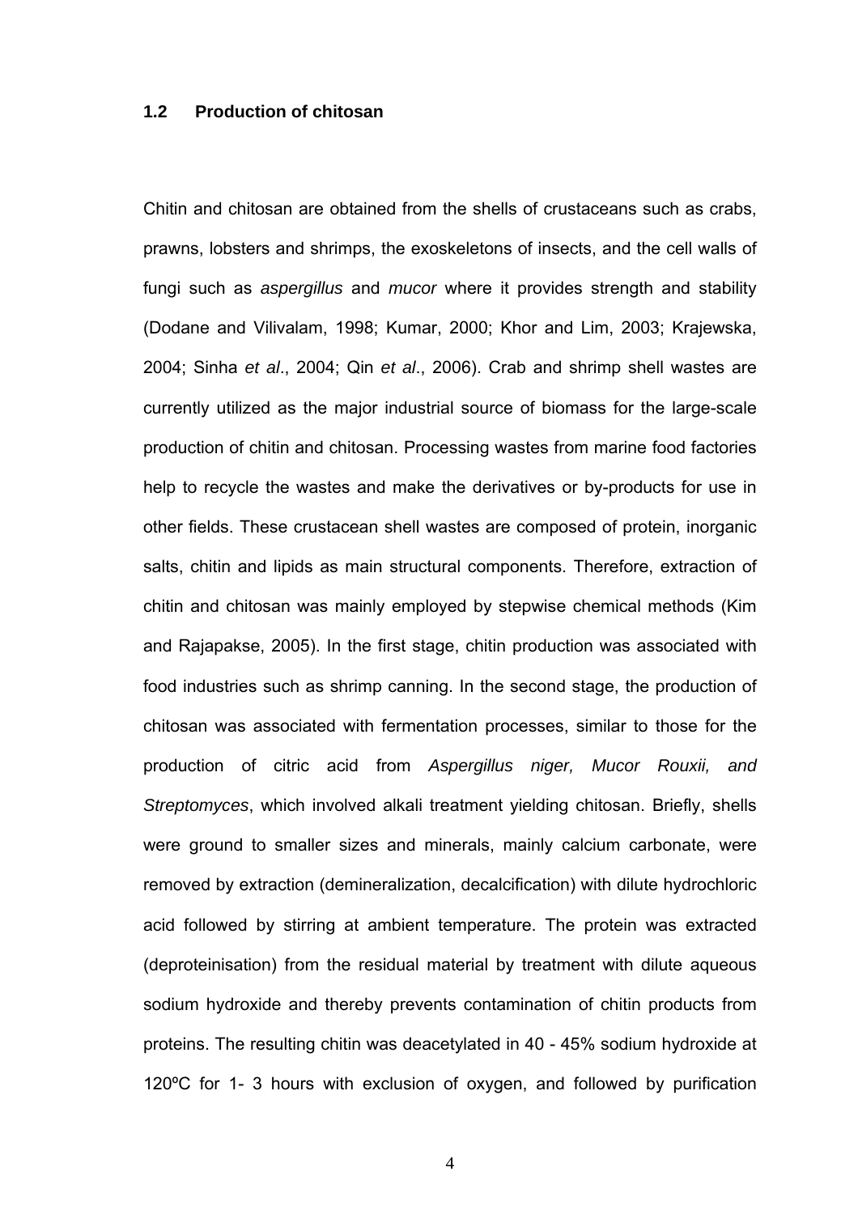## 1.2 Production of chitosan

Chitin and chitosan are obtained from the shells of crustaceans such as crabs, prawns, lobsters and shrimps, the exoskeletons of insects, and the cell walls of fungi such as *aspergillus* and *mucor* where it provides strength and stability (Dodane and Vilivalam, 1998; Kumar, 2000; Khor and Lim, 2003; Krajewska, 2004; Sinha *et al*., 2004; Qin *et al*., 2006). Crab and shrimp shell wastes are currently utilized as the major industrial source of biomass for the large-scale production of chitin and chitosan. Processing wastes from marine food factories help to recycle the wastes and make the derivatives or by-products for use in other fields. These crustacean shell wastes are composed of protein, inorganic salts, chitin and lipids as main structural components. Therefore, extraction of chitin and chitosan was mainly employed by stepwise chemical methods (Kim and Rajapakse, 2005). In the first stage, chitin production was associated with food industries such as shrimp canning. In the second stage, the production of chitosan was associated with fermentation processes, similar to those for the production of citric acid from *Aspergillus niger, Mucor Rouxii, and Streptomyces*, which involved alkali treatment yielding chitosan. Briefly, shells were ground to smaller sizes and minerals, mainly calcium carbonate, were removed by extraction (demineralization, decalcification) with dilute hydrochloric acid followed by stirring at ambient temperature. The protein was extracted (deproteinisation) from the residual material by treatment with dilute aqueous sodium hydroxide and thereby prevents contamination of chitin products from proteins. The resulting chitin was deacetylated in 40 - 45% sodium hydroxide at 120ºC for 1- 3 hours with exclusion of oxygen, and followed by purification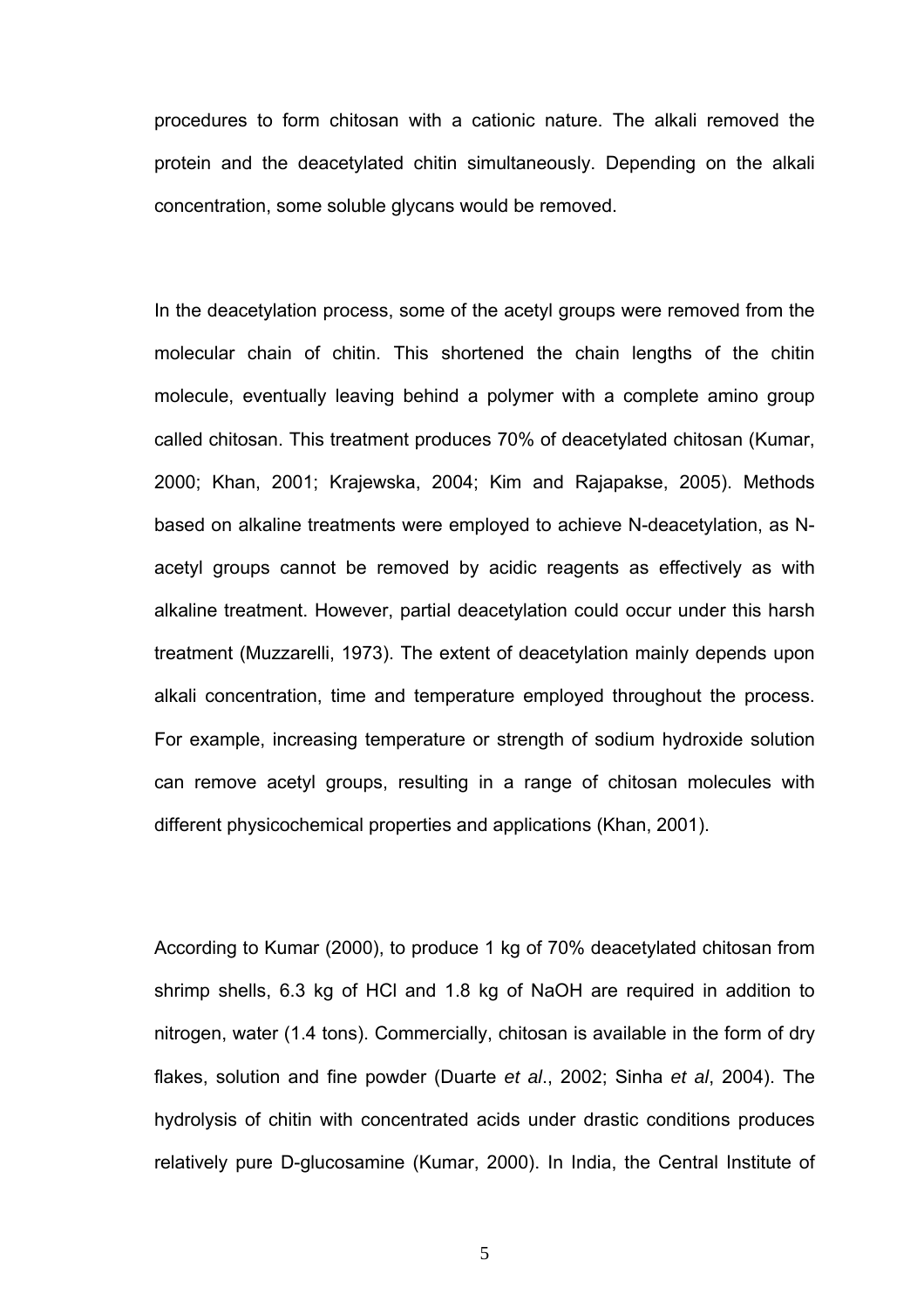procedures to form chitosan with a cationic nature. The alkali removed the protein and the deacetylated chitin simultaneously. Depending on the alkali concentration, some soluble glycans would be removed.

In the deacetylation process, some of the acetyl groups were removed from the molecular chain of chitin. This shortened the chain lengths of the chitin molecule, eventually leaving behind a polymer with a complete amino group called chitosan. This treatment produces 70% of deacetylated chitosan (Kumar, 2000; Khan, 2001; Krajewska, 2004; Kim and Rajapakse, 2005). Methods based on alkaline treatments were employed to achieve N-deacetylation, as N-acetyl groups cannot be removed by acidic reagents as effectively as with alkaline treatment. However, partial deacetylation could occur under this harsh treatment (Muzzarelli, 1973). The extent of deacetylation mainly depends upon alkali concentration, time and temperature employed throughout the process. For example, increasing temperature or strength of sodium hydroxide solution can remove acetyl groups, resulting in a range of chitosan molecules with different physicochemical properties and applications (Khan, 2001).

According to Kumar (2000), to produce 1 kg of 70% deacetylated chitosan from shrimp shells, 6.3 kg of HCl and 1.8 kg of NaOH are required in addition to nitrogen, water (1.4 tons). Commercially, chitosan is available in the form of dry flakes, solution and fine powder (Duarte *et al*., 2002; Sinha *et al*, 2004). The hydrolysis of chitin with concentrated acids under drastic conditions produces relatively pure D-glucosamine (Kumar, 2000). In India, the Central Institute of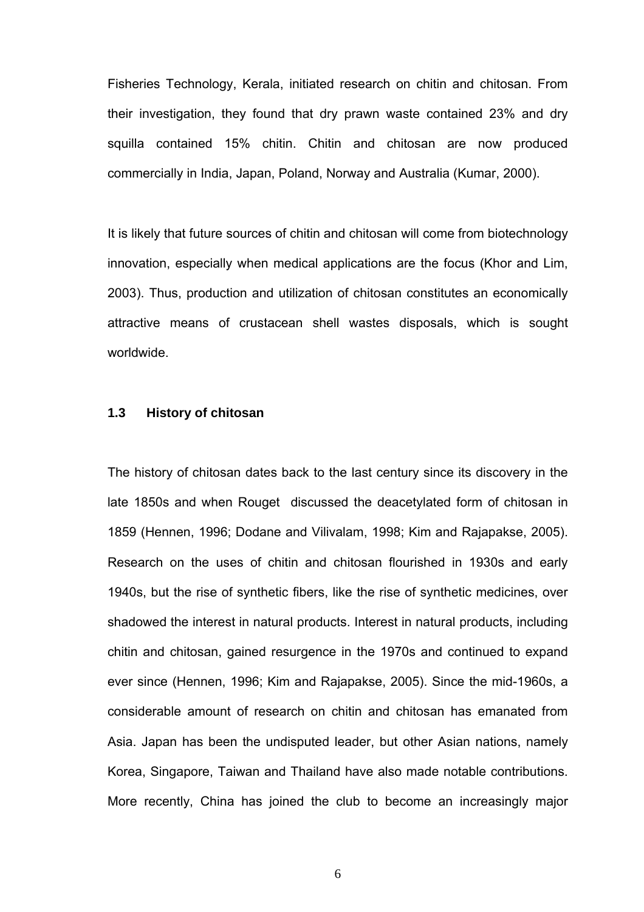Fisheries Technology, Kerala, initiated research on chitin and chitosan. From their investigation, they found that dry prawn waste contained 23% and dry squilla contained 15% chitin. Chitin and chitosan are now produced commercially in India, Japan, Poland, Norway and Australia (Kumar, 2000).

It is likely that future sources of chitin and chitosan will come from biotechnology innovation, especially when medical applications are the focus (Khor and Lim, 2003). Thus, production and utilization of chitosan constitutes an economically attractive means of crustacean shell wastes disposals, which is sought worldwide.

### 1.3 History of chitosan

The history of chitosan dates back to the last century since its discovery in the late 1850s and when Rouget discussed the deacetylated form of chitosan in 1859 (Hennen, 1996; Dodane and Vilivalam, 1998; Kim and Rajapakse, 2005). Research on the uses of chitin and chitosan flourished in 1930s and early 1940s, but the rise of synthetic fibers, like the rise of synthetic medicines, over shadowed the interest in natural products. Interest in natural products, including chitin and chitosan, gained resurgence in the 1970s and continued to expand ever since (Hennen, 1996; Kim and Rajapakse, 2005). Since the mid-1960s, a considerable amount of research on chitin and chitosan has emanated from Asia. Japan has been the undisputed leader, but other Asian nations, namely Korea, Singapore, Taiwan and Thailand have also made notable contributions. More recently, China has joined the club to become an increasingly major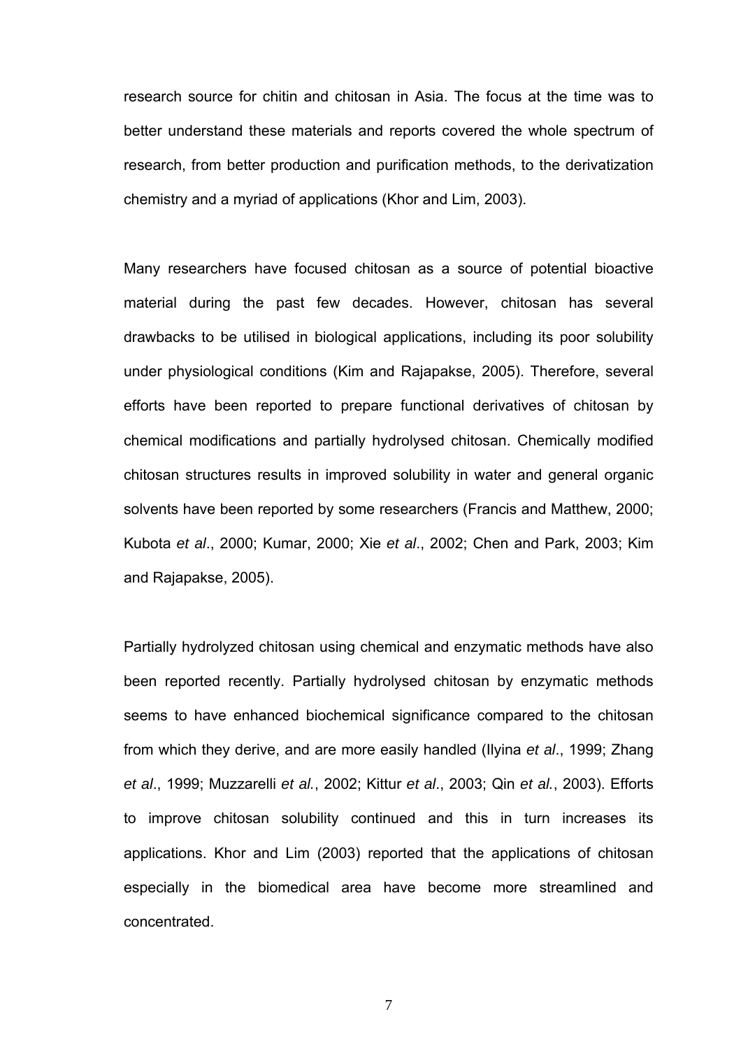research source for chitin and chitosan in Asia. The focus at the time was to better understand these materials and reports covered the whole spectrum of research, from better production and purification methods, to the derivatization chemistry and a myriad of applications (Khor and Lim, 2003).

Many researchers have focused chitosan as a source of potential bioactive material during the past few decades. However, chitosan has several drawbacks to be utilised in biological applications, including its poor solubility under physiological conditions (Kim and Rajapakse, 2005). Therefore, several efforts have been reported to prepare functional derivatives of chitosan by chemical modifications and partially hydrolysed chitosan. Chemically modified chitosan structures results in improved solubility in water and general organic solvents have been reported by some researchers (Francis and Matthew, 2000; Kubota *et al*., 2000; Kumar, 2000; Xie *et al*., 2002; Chen and Park, 2003; Kim and Rajapakse, 2005).

Partially hydrolyzed chitosan using chemical and enzymatic methods have also been reported recently. Partially hydrolysed chitosan by enzymatic methods seems to have enhanced biochemical significance compared to the chitosan from which they derive, and are more easily handled (Ilyina *et al*., 1999; Zhang *et al*., 1999; Muzzarelli *et al.*, 2002; Kittur *et al*., 2003; Qin *et al.*, 2003). Efforts to improve chitosan solubility continued and this in turn increases its applications. Khor and Lim (2003) reported that the applications of chitosan especially in the biomedical area have become more streamlined and concentrated.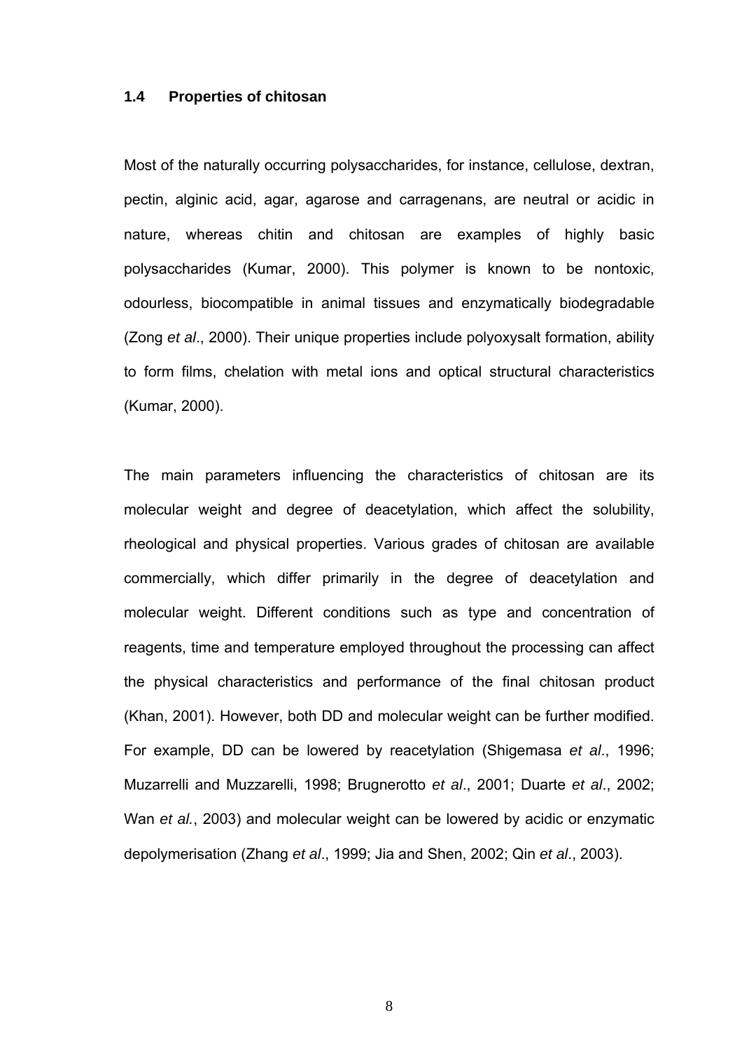## 1.4 Properties of chitosan

Most of the naturally occurring polysaccharides, for instance, cellulose, dextran, pectin, alginic acid, agar, agarose and carragenans, are neutral or acidic in nature, whereas chitin and chitosan are examples of highly basic polysaccharides (Kumar, 2000). This polymer is known to be nontoxic, odourless, biocompatible in animal tissues and enzymatically biodegradable (Zong *et al*., 2000). Their unique properties include polyoxysalt formation, ability to form films, chelation with metal ions and optical structural characteristics (Kumar, 2000).

The main parameters influencing the characteristics of chitosan are its molecular weight and degree of deacetylation, which affect the solubility, rheological and physical properties. Various grades of chitosan are available commercially, which differ primarily in the degree of deacetylation and molecular weight. Different conditions such as type and concentration of reagents, time and temperature employed throughout the processing can affect the physical characteristics and performance of the final chitosan product (Khan, 2001). However, both DD and molecular weight can be further modified. For example, DD can be lowered by reacetylation (Shigemasa *et al*., 1996; Muzarrelli and Muzzarelli, 1998; Brugnerotto *et al*., 2001; Duarte *et al*., 2002; Wan *et al.*, 2003) and molecular weight can be lowered by acidic or enzymatic depolymerisation (Zhang *et al*., 1999; Jia and Shen, 2002; Qin *et al*., 2003).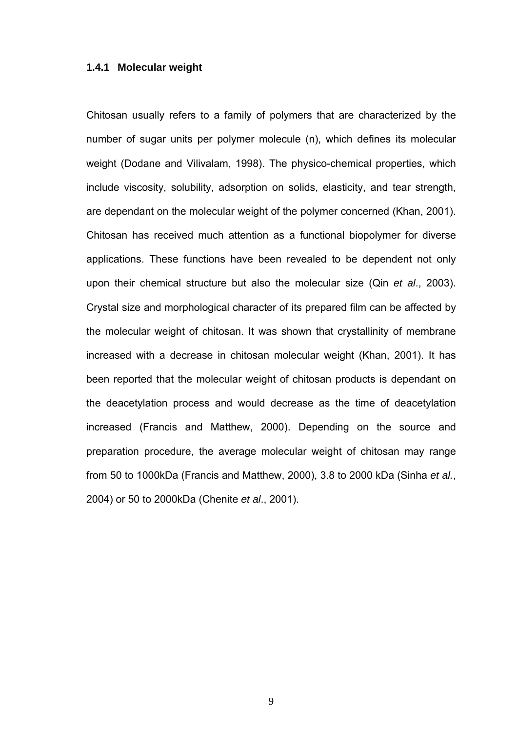### 1.4.1 Molecular weight

Chitosan usually refers to a family of polymers that are characterized by the number of sugar units per polymer molecule (n), which defines its molecular weight (Dodane and Vilivalam, 1998). The physico-chemical properties, which include viscosity, solubility, adsorption on solids, elasticity, and tear strength, are dependant on the molecular weight of the polymer concerned (Khan, 2001). Chitosan has received much attention as a functional biopolymer for diverse applications. These functions have been revealed to be dependent not only upon their chemical structure but also the molecular size (Qin *et al*., 2003). Crystal size and morphological character of its prepared film can be affected by the molecular weight of chitosan. It was shown that crystallinity of membrane increased with a decrease in chitosan molecular weight (Khan, 2001). It has been reported that the molecular weight of chitosan products is dependant on the deacetylation process and would decrease as the time of deacetylation increased (Francis and Matthew, 2000). Depending on the source and preparation procedure, the average molecular weight of chitosan may range from 50 to 1000kDa (Francis and Matthew, 2000), 3.8 to 2000 kDa (Sinha *et al.*, 2004) or 50 to 2000kDa (Chenite *et al*., 2001).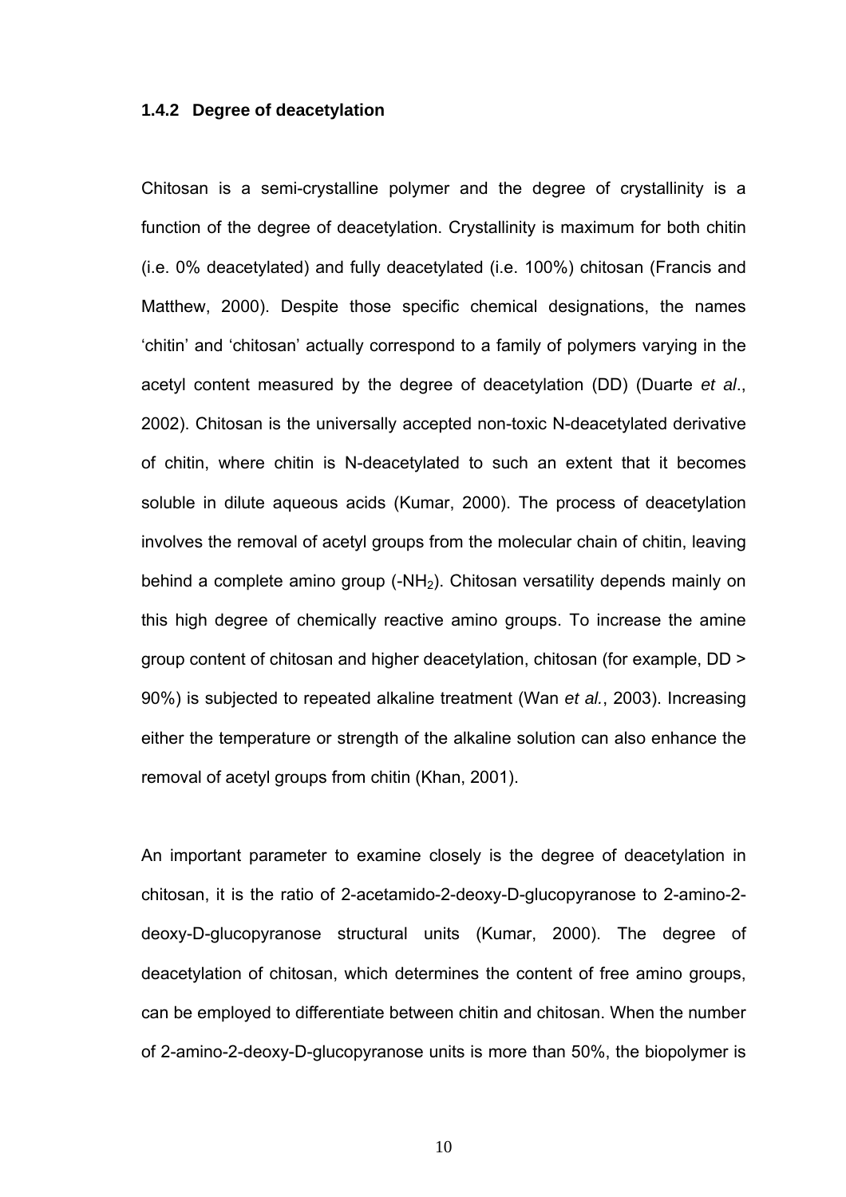### 1.4.2 Degree of deacetylation

Chitosan is a semi-crystalline polymer and the degree of crystallinity is a function of the degree of deacetylation. Crystallinity is maximum for both chitin (i.e. 0% deacetylated) and fully deacetylated (i.e. 100%) chitosan (Francis and Matthew, 2000). Despite those specific chemical designations, the names 'chitin' and 'chitosan' actually correspond to a family of polymers varying in the acetyl content measured by the degree of deacetylation (DD) (Duarte *et al*., 2002). Chitosan is the universally accepted non-toxic N-deacetylated derivative of chitin, where chitin is N-deacetylated to such an extent that it becomes soluble in dilute aqueous acids (Kumar, 2000). The process of deacetylation involves the removal of acetyl groups from the molecular chain of chitin, leaving behind a complete amino group (-$NH_2$). Chitosan versatility depends mainly on this high degree of chemically reactive amino groups. To increase the amine group content of chitosan and higher deacetylation, chitosan (for example, DD > 90%) is subjected to repeated alkaline treatment (Wan *et al.*, 2003). Increasing either the temperature or strength of the alkaline solution can also enhance the removal of acetyl groups from chitin (Khan, 2001).

An important parameter to examine closely is the degree of deacetylation in chitosan, it is the ratio of 2-acetamido-2-deoxy-D-glucopyranose to 2-amino-2-deoxy-D-glucopyranose structural units (Kumar, 2000). The degree of deacetylation of chitosan, which determines the content of free amino groups, can be employed to differentiate between chitin and chitosan. When the number of 2-amino-2-deoxy-D-glucopyranose units is more than 50%, the biopolymer is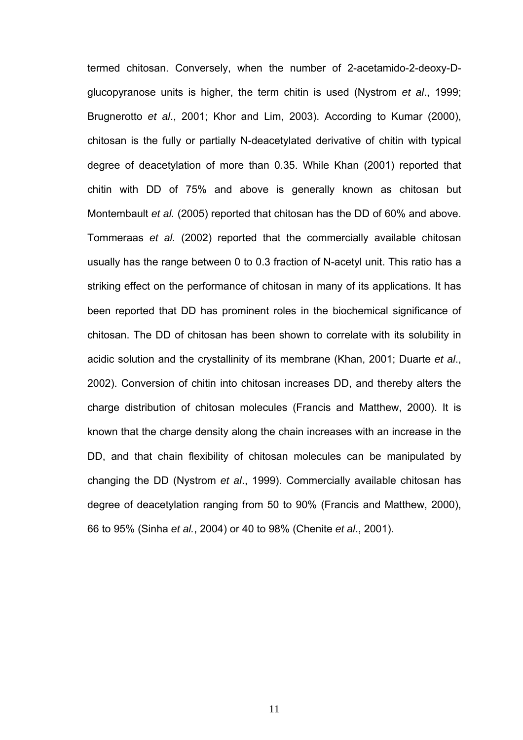termed chitosan. Conversely, when the number of 2-acetamido-2-deoxy-D-glucopyranose units is higher, the term chitin is used (Nystrom *et al*., 1999; Brugnerotto *et al*., 2001; Khor and Lim, 2003). According to Kumar (2000), chitosan is the fully or partially N-deacetylated derivative of chitin with typical degree of deacetylation of more than 0.35. While Khan (2001) reported that chitin with DD of 75% and above is generally known as chitosan but Montembault *et al.* (2005) reported that chitosan has the DD of 60% and above. Tommeraas *et al.* (2002) reported that the commercially available chitosan usually has the range between 0 to 0.3 fraction of N-acetyl unit. This ratio has a striking effect on the performance of chitosan in many of its applications. It has been reported that DD has prominent roles in the biochemical significance of chitosan. The DD of chitosan has been shown to correlate with its solubility in acidic solution and the crystallinity of its membrane (Khan, 2001; Duarte *et al*., 2002). Conversion of chitin into chitosan increases DD, and thereby alters the charge distribution of chitosan molecules (Francis and Matthew, 2000). It is known that the charge density along the chain increases with an increase in the DD, and that chain flexibility of chitosan molecules can be manipulated by changing the DD (Nystrom *et al*., 1999). Commercially available chitosan has degree of deacetylation ranging from 50 to 90% (Francis and Matthew, 2000), 66 to 95% (Sinha *et al.*, 2004) or 40 to 98% (Chenite *et al*., 2001).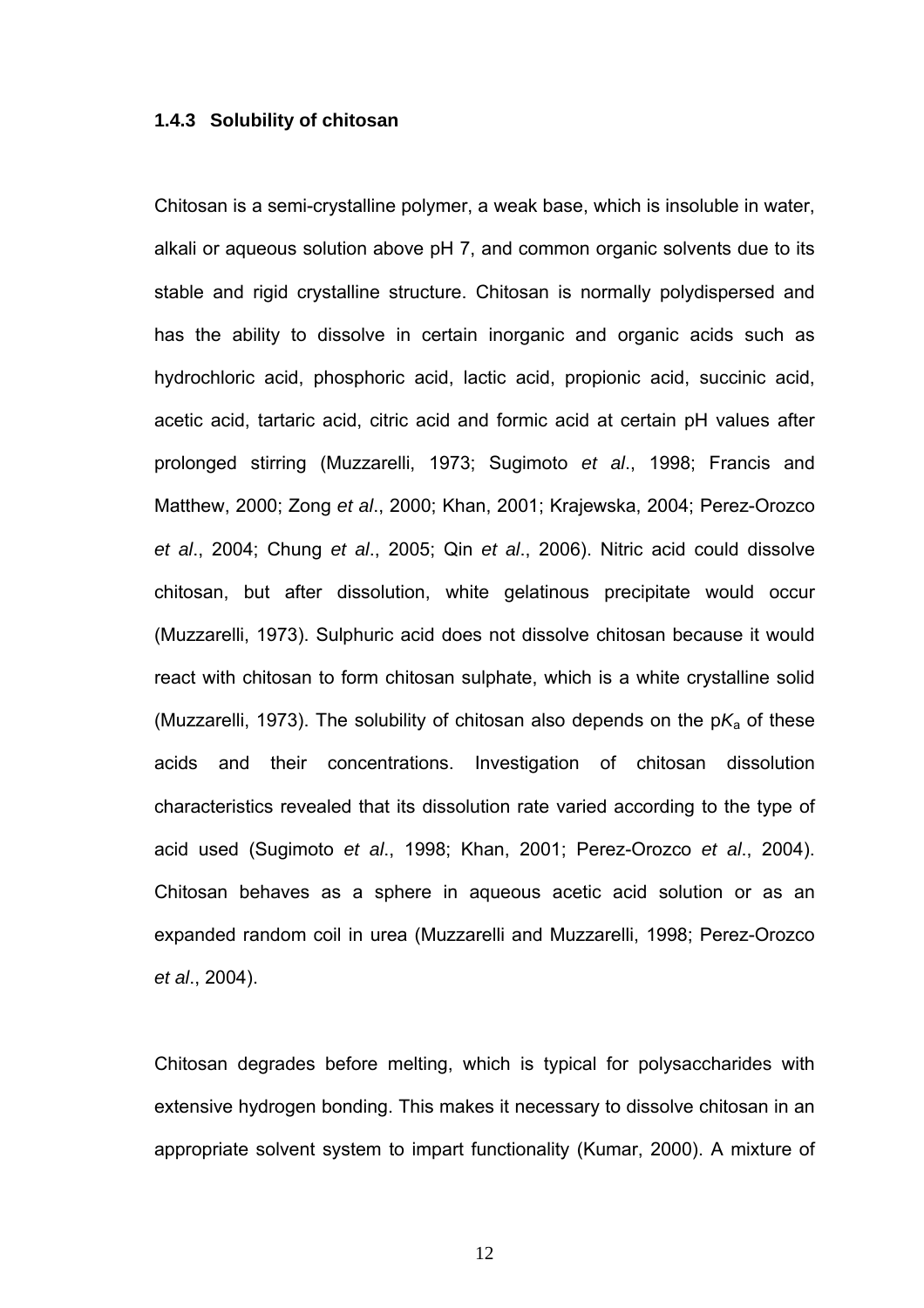### 1.4.3 Solubility of chitosan

Chitosan is a semi-crystalline polymer, a weak base, which is insoluble in water, alkali or aqueous solution above pH 7, and common organic solvents due to its stable and rigid crystalline structure. Chitosan is normally polydispersed and has the ability to dissolve in certain inorganic and organic acids such as hydrochloric acid, phosphoric acid, lactic acid, propionic acid, succinic acid, acetic acid, tartaric acid, citric acid and formic acid at certain pH values after prolonged stirring (Muzzarelli, 1973; Sugimoto *et al*., 1998; Francis and Matthew, 2000; Zong *et al*., 2000; Khan, 2001; Krajewska, 2004; Perez-Orozco *et al*., 2004; Chung *et al*., 2005; Qin *et al*., 2006). Nitric acid could dissolve chitosan, but after dissolution, white gelatinous precipitate would occur (Muzzarelli, 1973). Sulphuric acid does not dissolve chitosan because it would react with chitosan to form chitosan sulphate, which is a white crystalline solid (Muzzarelli, 1973). The solubility of chitosan also depends on the $pK_a$ of these acids and their concentrations. Investigation of chitosan dissolution characteristics revealed that its dissolution rate varied according to the type of acid used (Sugimoto *et al*., 1998; Khan, 2001; Perez-Orozco *et al*., 2004). Chitosan behaves as a sphere in aqueous acetic acid solution or as an expanded random coil in urea (Muzzarelli and Muzzarelli, 1998; Perez-Orozco *et al*., 2004).

Chitosan degrades before melting, which is typical for polysaccharides with extensive hydrogen bonding. This makes it necessary to dissolve chitosan in an appropriate solvent system to impart functionality (Kumar, 2000). A mixture of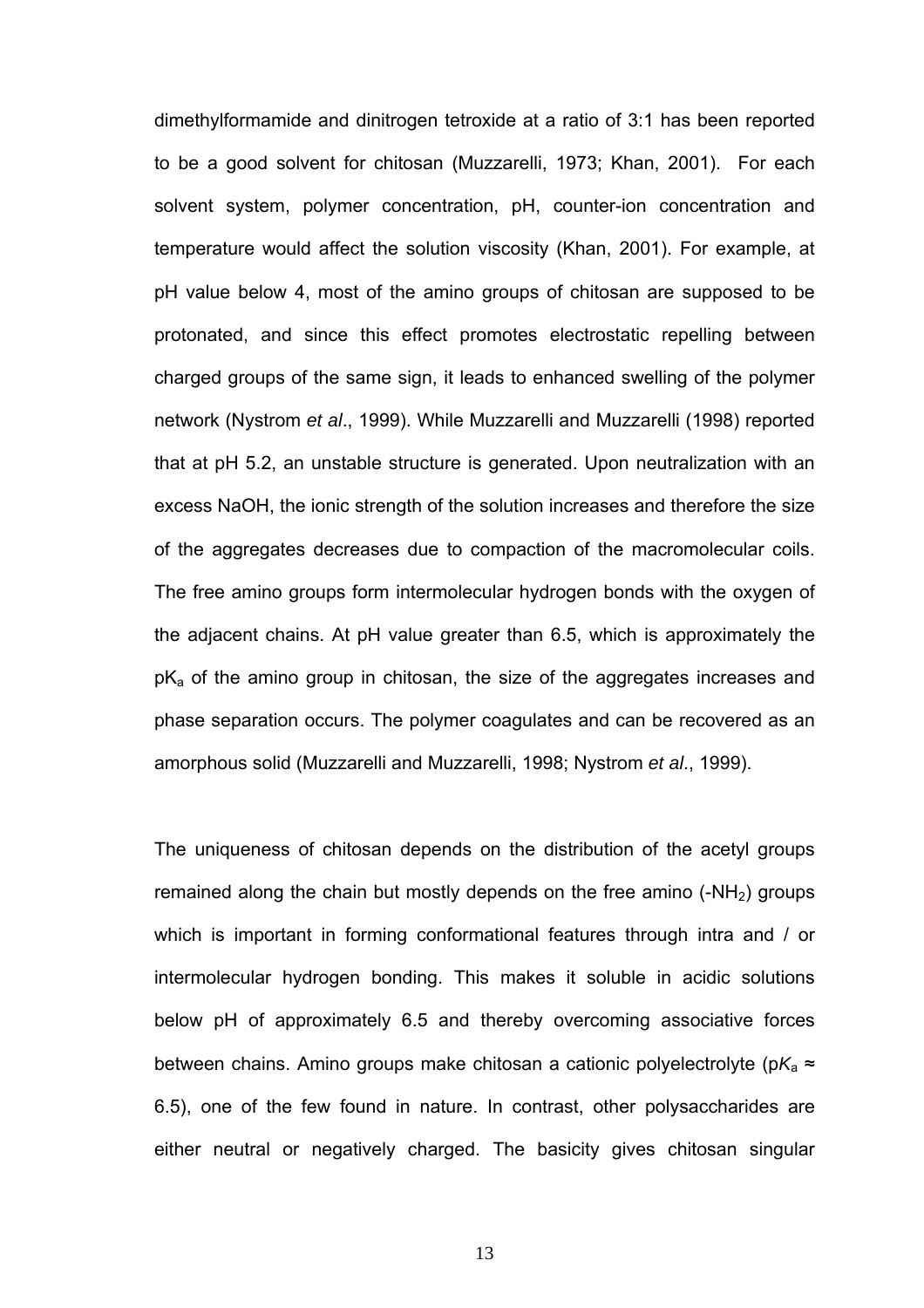dimethylformamide and dinitrogen tetroxide at a ratio of 3:1 has been reported to be a good solvent for chitosan (Muzzarelli, 1973; Khan, 2001). For each solvent system, polymer concentration, pH, counter-ion concentration and temperature would affect the solution viscosity (Khan, 2001). For example, at pH value below 4, most of the amino groups of chitosan are supposed to be protonated, and since this effect promotes electrostatic repelling between charged groups of the same sign, it leads to enhanced swelling of the polymer network (Nystrom *et al*., 1999). While Muzzarelli and Muzzarelli (1998) reported that at pH 5.2, an unstable structure is generated. Upon neutralization with an excess NaOH, the ionic strength of the solution increases and therefore the size of the aggregates decreases due to compaction of the macromolecular coils. The free amino groups form intermolecular hydrogen bonds with the oxygen of the adjacent chains. At pH value greater than 6.5, which is approximately the $pK_a$ of the amino group in chitosan, the size of the aggregates increases and phase separation occurs. The polymer coagulates and can be recovered as an amorphous solid (Muzzarelli and Muzzarelli, 1998; Nystrom *et al*., 1999).

The uniqueness of chitosan depends on the distribution of the acetyl groups remained along the chain but mostly depends on the free amino ($-NH_2$) groups which is important in forming conformational features through intra and / or intermolecular hydrogen bonding. This makes it soluble in acidic solutions below pH of approximately 6.5 and thereby overcoming associative forces between chains. Amino groups make chitosan a cationic polyelectrolyte ($pK_a \approx 6.5$), one of the few found in nature. In contrast, other polysaccharides are either neutral or negatively charged. The basicity gives chitosan singular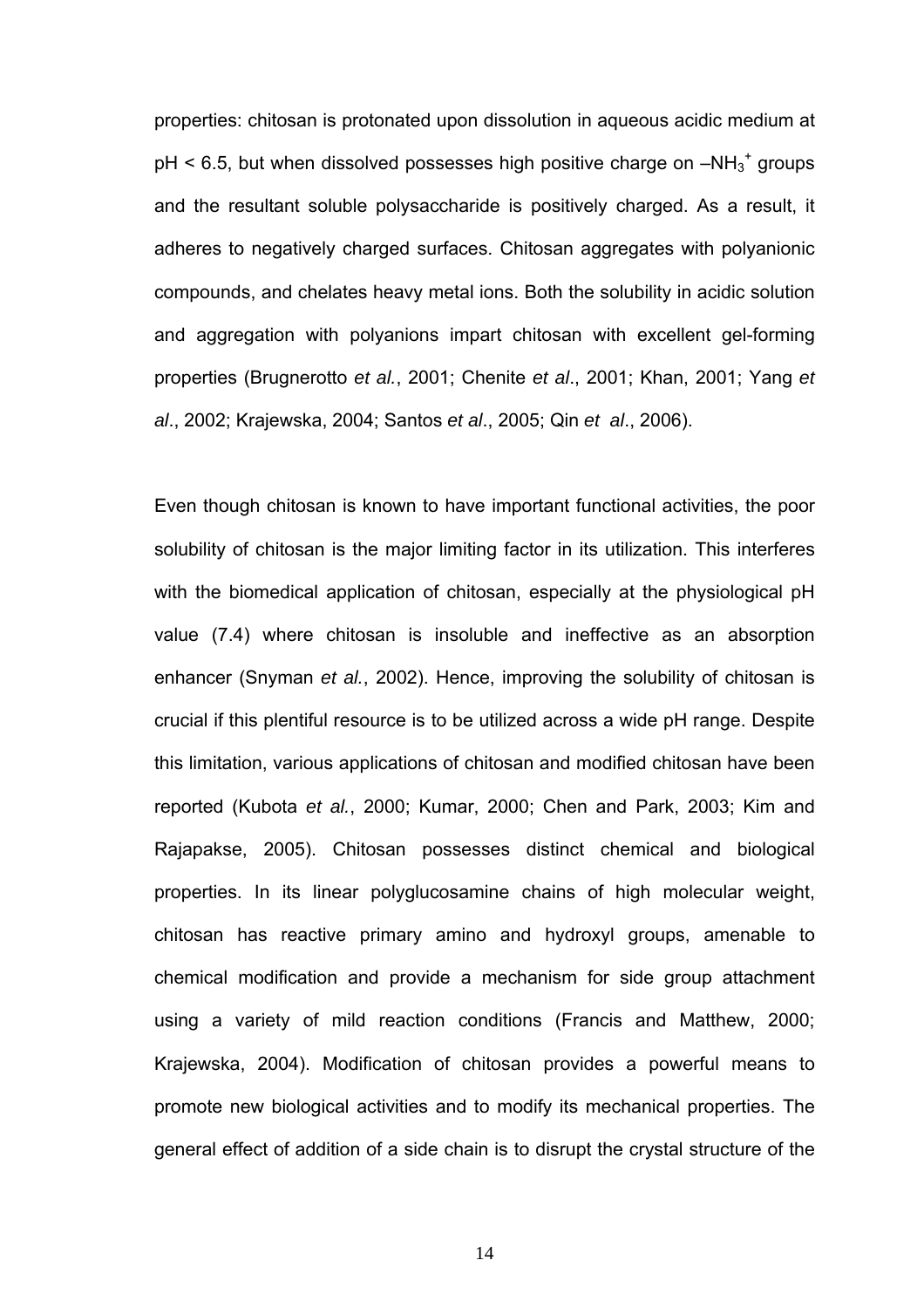properties: chitosan is protonated upon dissolution in aqueous acidic medium at pH < 6.5, but when dissolved possesses high positive charge on $–NH_3^+$ groups and the resultant soluble polysaccharide is positively charged. As a result, it adheres to negatively charged surfaces. Chitosan aggregates with polyanionic compounds, and chelates heavy metal ions. Both the solubility in acidic solution and aggregation with polyanions impart chitosan with excellent gel-forming properties (Brugnerotto *et al.*, 2001; Chenite *et al*., 2001; Khan, 2001; Yang *et al*., 2002; Krajewska, 2004; Santos *et al*., 2005; Qin *et al*., 2006).

Even though chitosan is known to have important functional activities, the poor solubility of chitosan is the major limiting factor in its utilization. This interferes with the biomedical application of chitosan, especially at the physiological pH value (7.4) where chitosan is insoluble and ineffective as an absorption enhancer (Snyman *et al.,* 2002). Hence, improving the solubility of chitosan is crucial if this plentiful resource is to be utilized across a wide pH range. Despite this limitation, various applications of chitosan and modified chitosan have been reported (Kubota *et al.*, 2000; Kumar, 2000; Chen and Park, 2003; Kim and Rajapakse, 2005). Chitosan possesses distinct chemical and biological properties. In its linear polyglucosamine chains of high molecular weight, chitosan has reactive primary amino and hydroxyl groups, amenable to chemical modification and provide a mechanism for side group attachment using a variety of mild reaction conditions (Francis and Matthew, 2000; Krajewska, 2004). Modification of chitosan provides a powerful means to promote new biological activities and to modify its mechanical properties. The general effect of addition of a side chain is to disrupt the crystal structure of the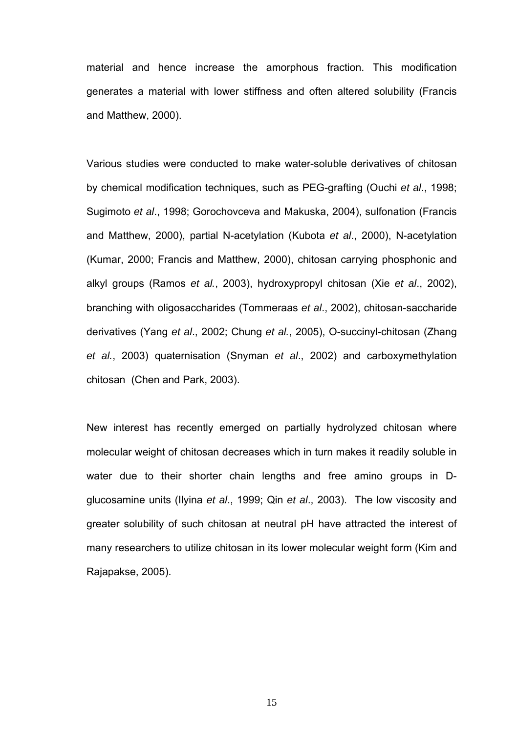material and hence increase the amorphous fraction. This modification generates a material with lower stiffness and often altered solubility (Francis and Matthew, 2000).

Various studies were conducted to make water-soluble derivatives of chitosan by chemical modification techniques, such as PEG-grafting (Ouchi *et al*., 1998; Sugimoto *et al*., 1998; Gorochovceva and Makuska, 2004), sulfonation (Francis and Matthew, 2000), partial N-acetylation (Kubota *et al*., 2000), N-acetylation (Kumar, 2000; Francis and Matthew, 2000), chitosan carrying phosphonic and alkyl groups (Ramos *et al.*, 2003), hydroxypropyl chitosan (Xie *et al*., 2002), branching with oligosaccharides (Tommeraas *et al*., 2002), chitosan-saccharide derivatives (Yang *et al*., 2002; Chung *et al.*, 2005), O-succinyl-chitosan (Zhang *et al.*, 2003) quaternisation (Snyman *et al*., 2002) and carboxymethylation chitosan (Chen and Park, 2003).

New interest has recently emerged on partially hydrolyzed chitosan where molecular weight of chitosan decreases which in turn makes it readily soluble in water due to their shorter chain lengths and free amino groups in D-glucosamine units (Ilyina *et al*., 1999; Qin *et al*., 2003). The low viscosity and greater solubility of such chitosan at neutral pH have attracted the interest of many researchers to utilize chitosan in its lower molecular weight form (Kim and Rajapakse, 2005).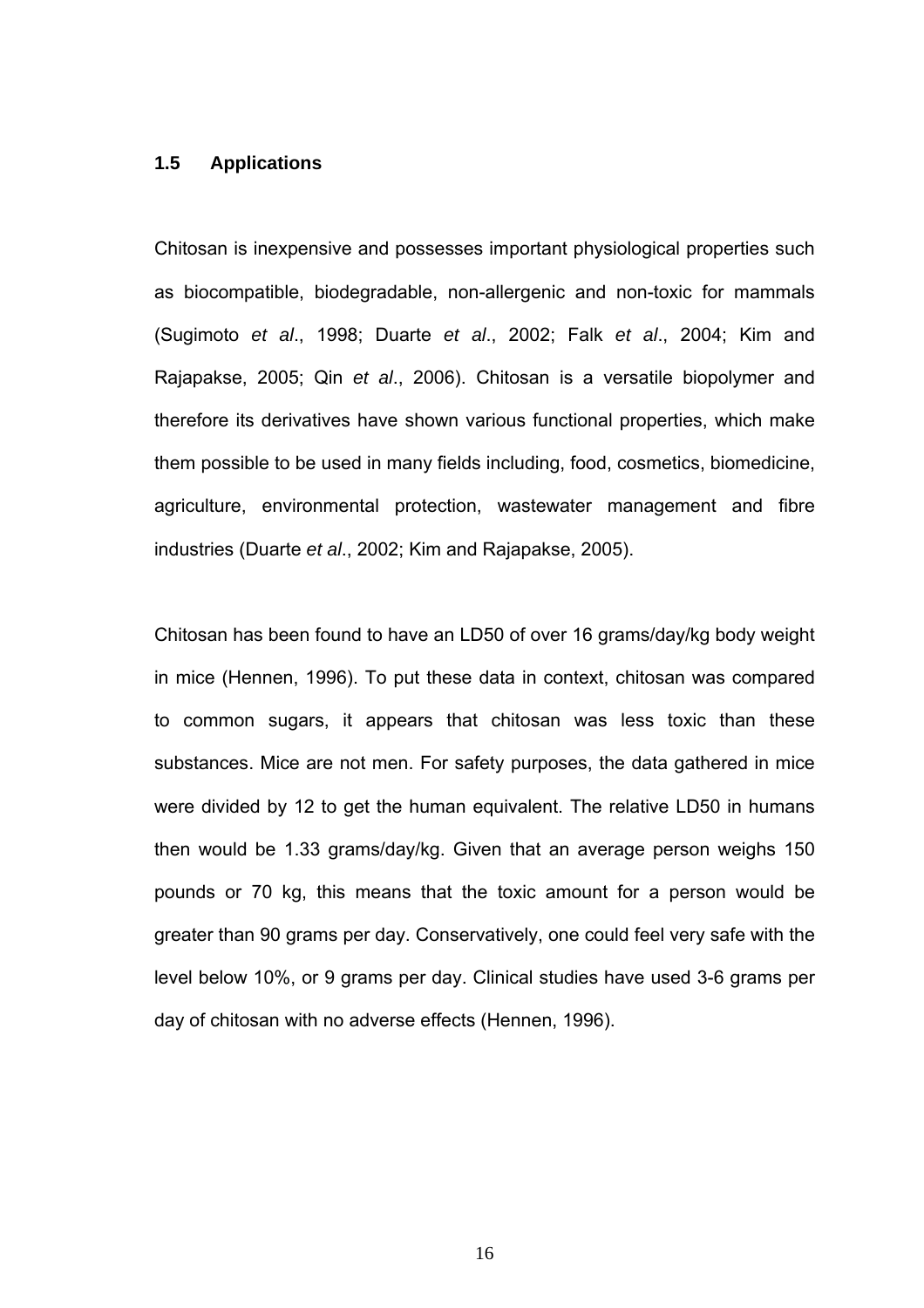## 1.5 Applications

Chitosan is inexpensive and possesses important physiological properties such as biocompatible, biodegradable, non-allergenic and non-toxic for mammals (Sugimoto *et al*., 1998; Duarte *et al*., 2002; Falk *et al*., 2004; Kim and Rajapakse, 2005; Qin *et al*., 2006). Chitosan is a versatile biopolymer and therefore its derivatives have shown various functional properties, which make them possible to be used in many fields including, food, cosmetics, biomedicine, agriculture, environmental protection, wastewater management and fibre industries (Duarte *et al*., 2002; Kim and Rajapakse, 2005).

Chitosan has been found to have an LD50 of over 16 grams/day/kg body weight in mice (Hennen, 1996). To put these data in context, chitosan was compared to common sugars, it appears that chitosan was less toxic than these substances. Mice are not men. For safety purposes, the data gathered in mice were divided by 12 to get the human equivalent. The relative LD50 in humans then would be 1.33 grams/day/kg. Given that an average person weighs 150 pounds or 70 kg, this means that the toxic amount for a person would be greater than 90 grams per day. Conservatively, one could feel very safe with the level below 10%, or 9 grams per day. Clinical studies have used 3-6 grams per day of chitosan with no adverse effects (Hennen, 1996).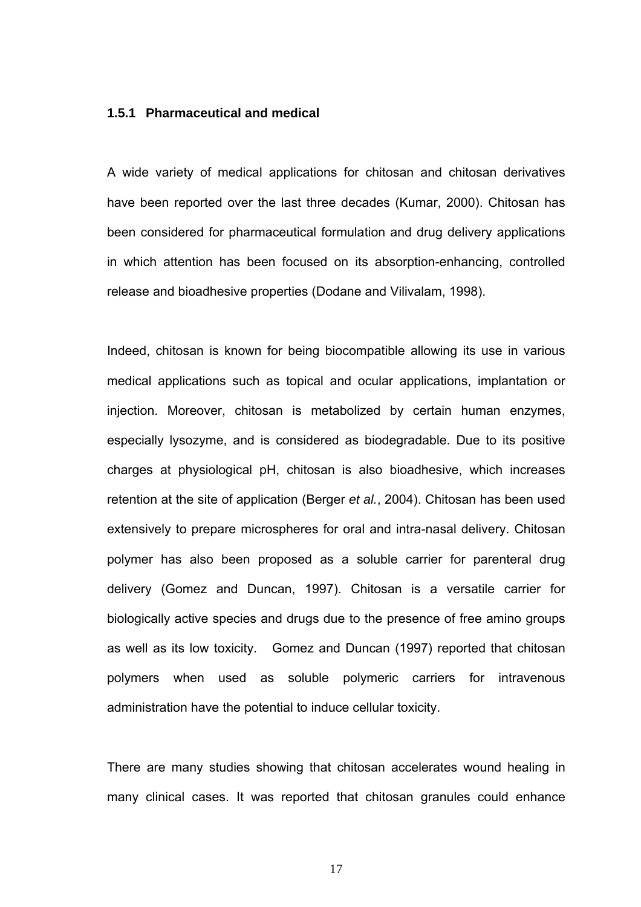### 1.5.1 Pharmaceutical and medical

A wide variety of medical applications for chitosan and chitosan derivatives have been reported over the last three decades (Kumar, 2000). Chitosan has been considered for pharmaceutical formulation and drug delivery applications in which attention has been focused on its absorption-enhancing, controlled release and bioadhesive properties (Dodane and Vilivalam, 1998).

Indeed, chitosan is known for being biocompatible allowing its use in various medical applications such as topical and ocular applications, implantation or injection. Moreover, chitosan is metabolized by certain human enzymes, especially lysozyme, and is considered as biodegradable. Due to its positive charges at physiological pH, chitosan is also bioadhesive, which increases retention at the site of application (Berger *et al.*, 2004). Chitosan has been used extensively to prepare microspheres for oral and intra-nasal delivery. Chitosan polymer has also been proposed as a soluble carrier for parenteral drug delivery (Gomez and Duncan, 1997). Chitosan is a versatile carrier for biologically active species and drugs due to the presence of free amino groups as well as its low toxicity. Gomez and Duncan (1997) reported that chitosan polymers when used as soluble polymeric carriers for intravenous administration have the potential to induce cellular toxicity.

There are many studies showing that chitosan accelerates wound healing in many clinical cases. It was reported that chitosan granules could enhance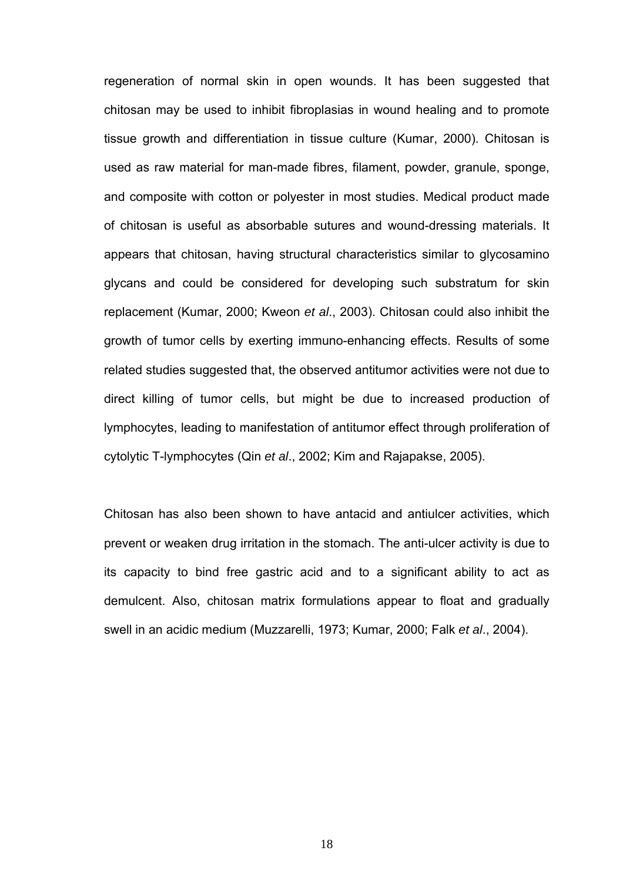regeneration of normal skin in open wounds. It has been suggested that chitosan may be used to inhibit fibroplasias in wound healing and to promote tissue growth and differentiation in tissue culture (Kumar, 2000). Chitosan is used as raw material for man-made fibres, filament, powder, granule, sponge, and composite with cotton or polyester in most studies. Medical product made of chitosan is useful as absorbable sutures and wound-dressing materials. It appears that chitosan, having structural characteristics similar to glycosamino glycans and could be considered for developing such substratum for skin replacement (Kumar, 2000; Kweon *et al*., 2003). Chitosan could also inhibit the growth of tumor cells by exerting immuno-enhancing effects. Results of some related studies suggested that, the observed antitumor activities were not due to direct killing of tumor cells, but might be due to increased production of lymphocytes, leading to manifestation of antitumor effect through proliferation of cytolytic T-lymphocytes (Qin *et al*., 2002; Kim and Rajapakse, 2005).

Chitosan has also been shown to have antacid and antiulcer activities, which prevent or weaken drug irritation in the stomach. The anti-ulcer activity is due to its capacity to bind free gastric acid and to a significant ability to act as demulcent. Also, chitosan matrix formulations appear to float and gradually swell in an acidic medium (Muzzarelli, 1973; Kumar, 2000; Falk *et al*., 2004).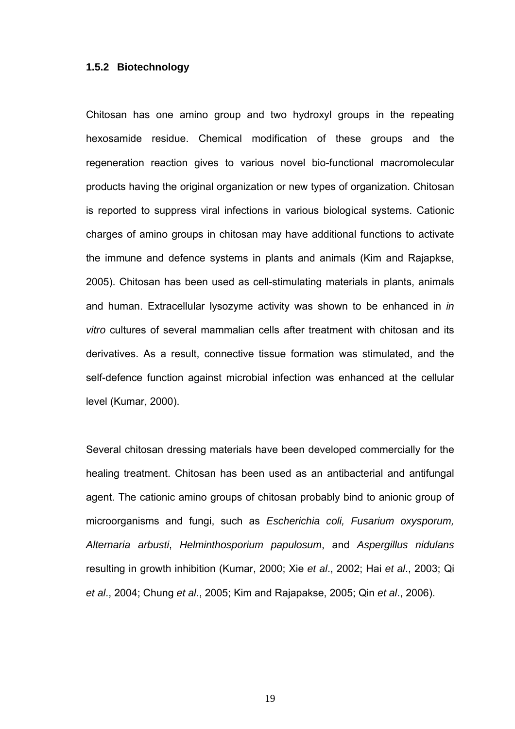### 1.5.2 Biotechnology

Chitosan has one amino group and two hydroxyl groups in the repeating hexosamide residue. Chemical modification of these groups and the regeneration reaction gives to various novel bio-functional macromolecular products having the original organization or new types of organization. Chitosan is reported to suppress viral infections in various biological systems. Cationic charges of amino groups in chitosan may have additional functions to activate the immune and defence systems in plants and animals (Kim and Rajapkse, 2005). Chitosan has been used as cell-stimulating materials in plants, animals and human. Extracellular lysozyme activity was shown to be enhanced in *in vitro* cultures of several mammalian cells after treatment with chitosan and its derivatives. As a result, connective tissue formation was stimulated, and the self-defence function against microbial infection was enhanced at the cellular level (Kumar, 2000).

Several chitosan dressing materials have been developed commercially for the healing treatment. Chitosan has been used as an antibacterial and antifungal agent. The cationic amino groups of chitosan probably bind to anionic group of microorganisms and fungi, such as *Escherichia coli, Fusarium oxysporum, Alternaria arbusti*, *Helminthosporium papulosum*, and *Aspergillus nidulans* resulting in growth inhibition (Kumar, 2000; Xie *et al*., 2002; Hai *et al*., 2003; Qi *et al*., 2004; Chung *et al*., 2005; Kim and Rajapakse, 2005; Qin *et al*., 2006).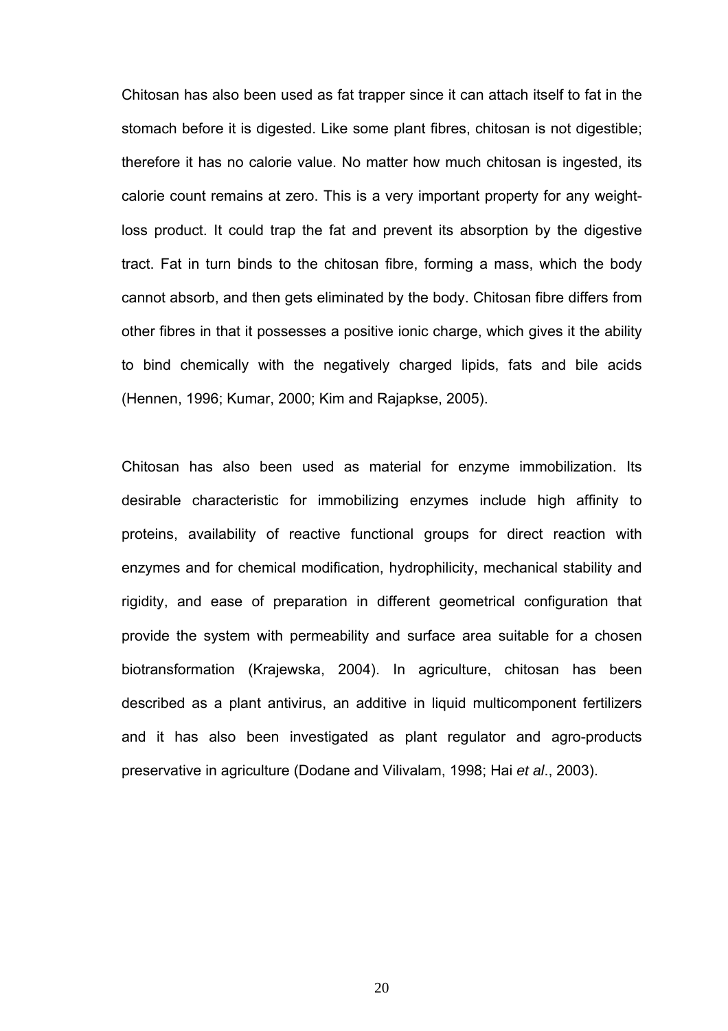Chitosan has also been used as fat trapper since it can attach itself to fat in the stomach before it is digested. Like some plant fibres, chitosan is not digestible; therefore it has no calorie value. No matter how much chitosan is ingested, its calorie count remains at zero. This is a very important property for any weight-loss product. It could trap the fat and prevent its absorption by the digestive tract. Fat in turn binds to the chitosan fibre, forming a mass, which the body cannot absorb, and then gets eliminated by the body. Chitosan fibre differs from other fibres in that it possesses a positive ionic charge, which gives it the ability to bind chemically with the negatively charged lipids, fats and bile acids (Hennen, 1996; Kumar, 2000; Kim and Rajapkse, 2005).

Chitosan has also been used as material for enzyme immobilization. Its desirable characteristic for immobilizing enzymes include high affinity to proteins, availability of reactive functional groups for direct reaction with enzymes and for chemical modification, hydrophilicity, mechanical stability and rigidity, and ease of preparation in different geometrical configuration that provide the system with permeability and surface area suitable for a chosen biotransformation (Krajewska, 2004). In agriculture, chitosan has been described as a plant antivirus, an additive in liquid multicomponent fertilizers and it has also been investigated as plant regulator and agro-products preservative in agriculture (Dodane and Vilivalam, 1998; Hai *et al*., 2003).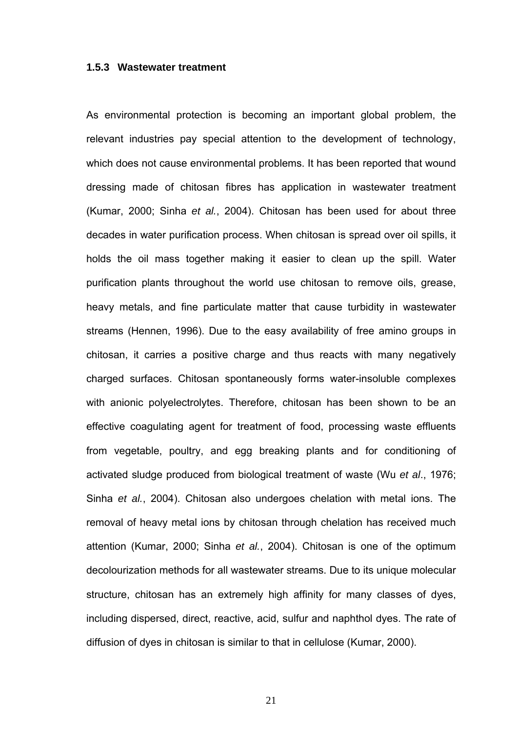### 1.5.3 Wastewater treatment

As environmental protection is becoming an important global problem, the relevant industries pay special attention to the development of technology, which does not cause environmental problems. It has been reported that wound dressing made of chitosan fibres has application in wastewater treatment (Kumar, 2000; Sinha *et al.*, 2004). Chitosan has been used for about three decades in water purification process. When chitosan is spread over oil spills, it holds the oil mass together making it easier to clean up the spill. Water purification plants throughout the world use chitosan to remove oils, grease, heavy metals, and fine particulate matter that cause turbidity in wastewater streams (Hennen, 1996). Due to the easy availability of free amino groups in chitosan, it carries a positive charge and thus reacts with many negatively charged surfaces. Chitosan spontaneously forms water-insoluble complexes with anionic polyelectrolytes. Therefore, chitosan has been shown to be an effective coagulating agent for treatment of food, processing waste effluents from vegetable, poultry, and egg breaking plants and for conditioning of activated sludge produced from biological treatment of waste (Wu *et al*., 1976; Sinha *et al.*, 2004). Chitosan also undergoes chelation with metal ions. The removal of heavy metal ions by chitosan through chelation has received much attention (Kumar, 2000; Sinha *et al.*, 2004). Chitosan is one of the optimum decolourization methods for all wastewater streams. Due to its unique molecular structure, chitosan has an extremely high affinity for many classes of dyes, including dispersed, direct, reactive, acid, sulfur and naphthol dyes. The rate of diffusion of dyes in chitosan is similar to that in cellulose (Kumar, 2000).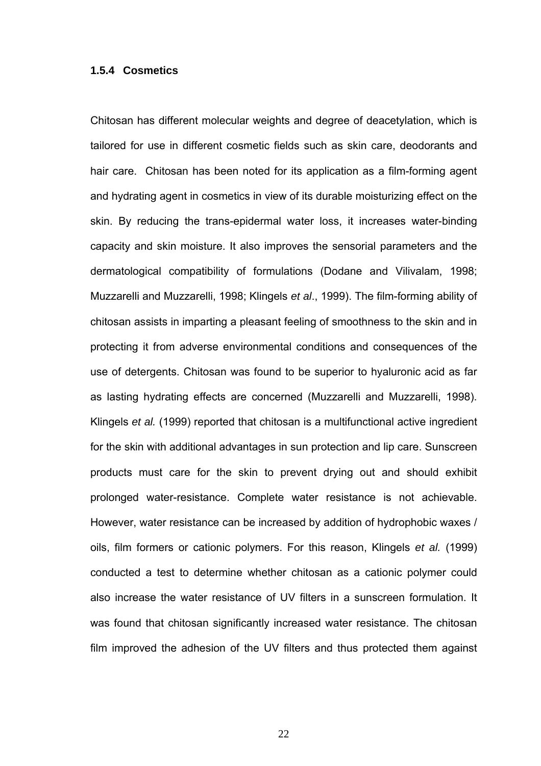### 1.5.4 Cosmetics

Chitosan has different molecular weights and degree of deacetylation, which is tailored for use in different cosmetic fields such as skin care, deodorants and hair care. Chitosan has been noted for its application as a film-forming agent and hydrating agent in cosmetics in view of its durable moisturizing effect on the skin. By reducing the trans-epidermal water loss, it increases water-binding capacity and skin moisture. It also improves the sensorial parameters and the dermatological compatibility of formulations (Dodane and Vilivalam, 1998; Muzzarelli and Muzzarelli, 1998; Klingels *et al*., 1999). The film-forming ability of chitosan assists in imparting a pleasant feeling of smoothness to the skin and in protecting it from adverse environmental conditions and consequences of the use of detergents. Chitosan was found to be superior to hyaluronic acid as far as lasting hydrating effects are concerned (Muzzarelli and Muzzarelli, 1998). Klingels *et al.* (1999) reported that chitosan is a multifunctional active ingredient for the skin with additional advantages in sun protection and lip care. Sunscreen products must care for the skin to prevent drying out and should exhibit prolonged water-resistance. Complete water resistance is not achievable. However, water resistance can be increased by addition of hydrophobic waxes / oils, film formers or cationic polymers. For this reason, Klingels *et al.* (1999) conducted a test to determine whether chitosan as a cationic polymer could also increase the water resistance of UV filters in a sunscreen formulation. It was found that chitosan significantly increased water resistance. The chitosan film improved the adhesion of the UV filters and thus protected them against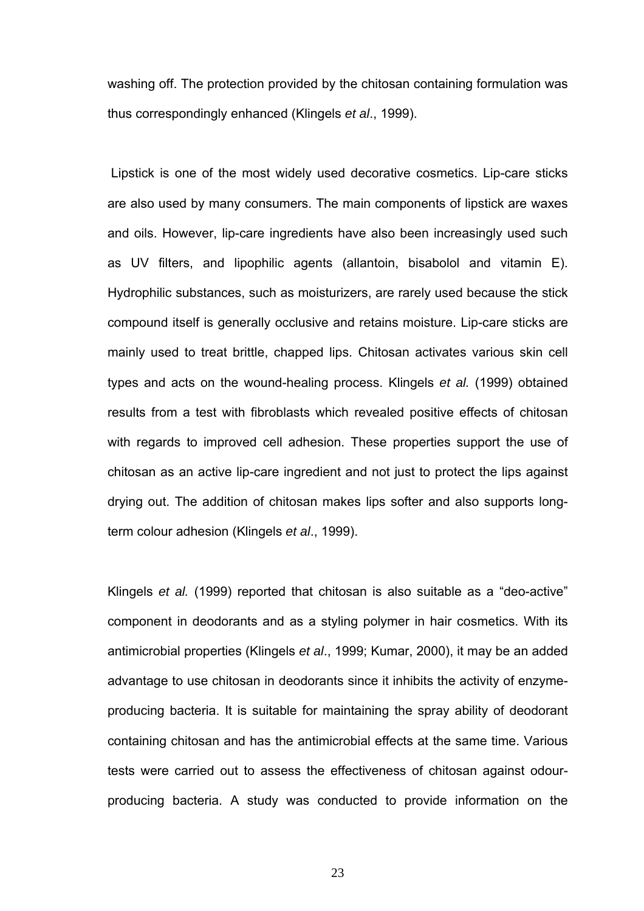washing off. The protection provided by the chitosan containing formulation was thus correspondingly enhanced (Klingels *et al*., 1999).

Lipstick is one of the most widely used decorative cosmetics. Lip-care sticks are also used by many consumers. The main components of lipstick are waxes and oils. However, lip-care ingredients have also been increasingly used such as UV filters, and lipophilic agents (allantoin, bisabolol and vitamin E). Hydrophilic substances, such as moisturizers, are rarely used because the stick compound itself is generally occlusive and retains moisture. Lip-care sticks are mainly used to treat brittle, chapped lips. Chitosan activates various skin cell types and acts on the wound-healing process. Klingels *et al.* (1999) obtained results from a test with fibroblasts which revealed positive effects of chitosan with regards to improved cell adhesion. These properties support the use of chitosan as an active lip-care ingredient and not just to protect the lips against drying out. The addition of chitosan makes lips softer and also supports long-term colour adhesion (Klingels *et al*., 1999).

Klingels *et al.* (1999) reported that chitosan is also suitable as a "deo-active" component in deodorants and as a styling polymer in hair cosmetics. With its antimicrobial properties (Klingels *et al*., 1999; Kumar, 2000), it may be an added advantage to use chitosan in deodorants since it inhibits the activity of enzyme-producing bacteria. It is suitable for maintaining the spray ability of deodorant containing chitosan and has the antimicrobial effects at the same time. Various tests were carried out to assess the effectiveness of chitosan against odour-producing bacteria. A study was conducted to provide information on the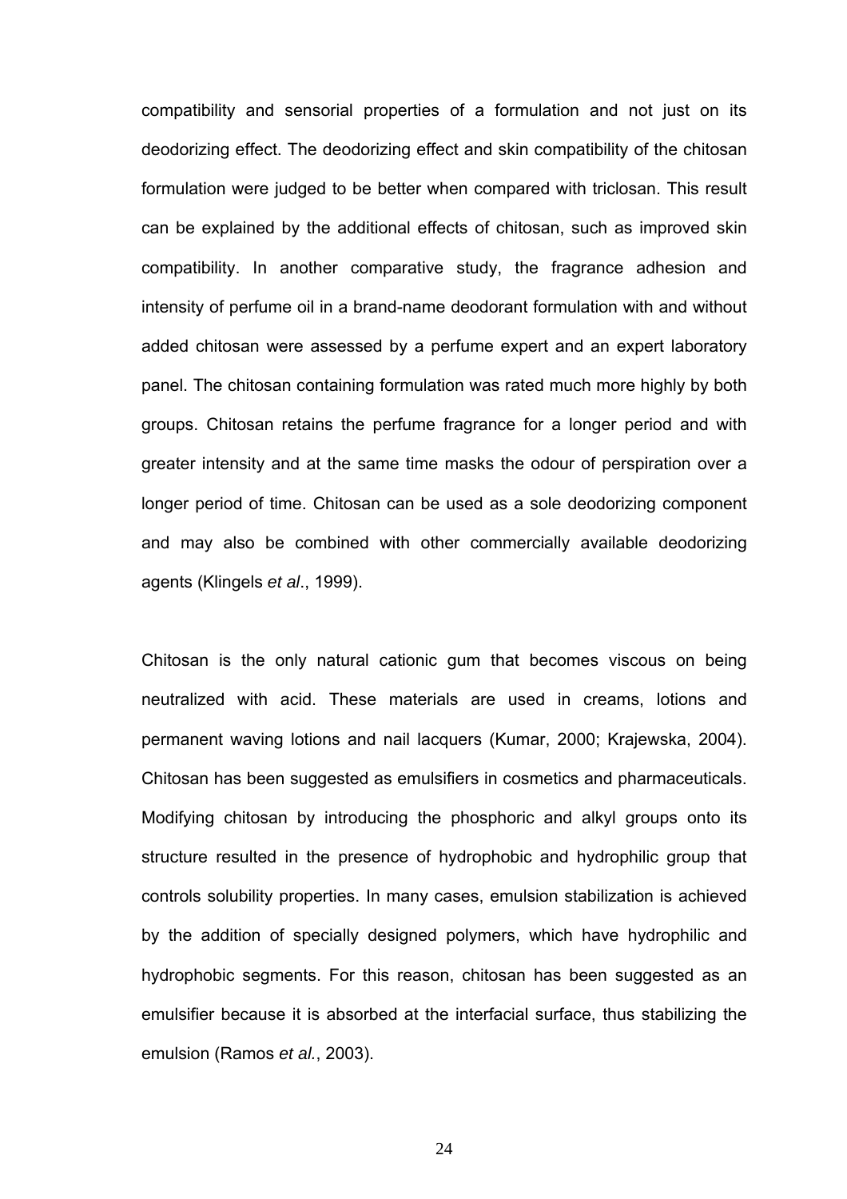compatibility and sensorial properties of a formulation and not just on its deodorizing effect. The deodorizing effect and skin compatibility of the chitosan formulation were judged to be better when compared with triclosan. This result can be explained by the additional effects of chitosan, such as improved skin compatibility. In another comparative study, the fragrance adhesion and intensity of perfume oil in a brand-name deodorant formulation with and without added chitosan were assessed by a perfume expert and an expert laboratory panel. The chitosan containing formulation was rated much more highly by both groups. Chitosan retains the perfume fragrance for a longer period and with greater intensity and at the same time masks the odour of perspiration over a longer period of time. Chitosan can be used as a sole deodorizing component and may also be combined with other commercially available deodorizing agents (Klingels *et al*., 1999).

Chitosan is the only natural cationic gum that becomes viscous on being neutralized with acid. These materials are used in creams, lotions and permanent waving lotions and nail lacquers (Kumar, 2000; Krajewska, 2004). Chitosan has been suggested as emulsifiers in cosmetics and pharmaceuticals. Modifying chitosan by introducing the phosphoric and alkyl groups onto its structure resulted in the presence of hydrophobic and hydrophilic group that controls solubility properties. In many cases, emulsion stabilization is achieved by the addition of specially designed polymers, which have hydrophilic and hydrophobic segments. For this reason, chitosan has been suggested as an emulsifier because it is absorbed at the interfacial surface, thus stabilizing the emulsion (Ramos *et al.*, 2003).